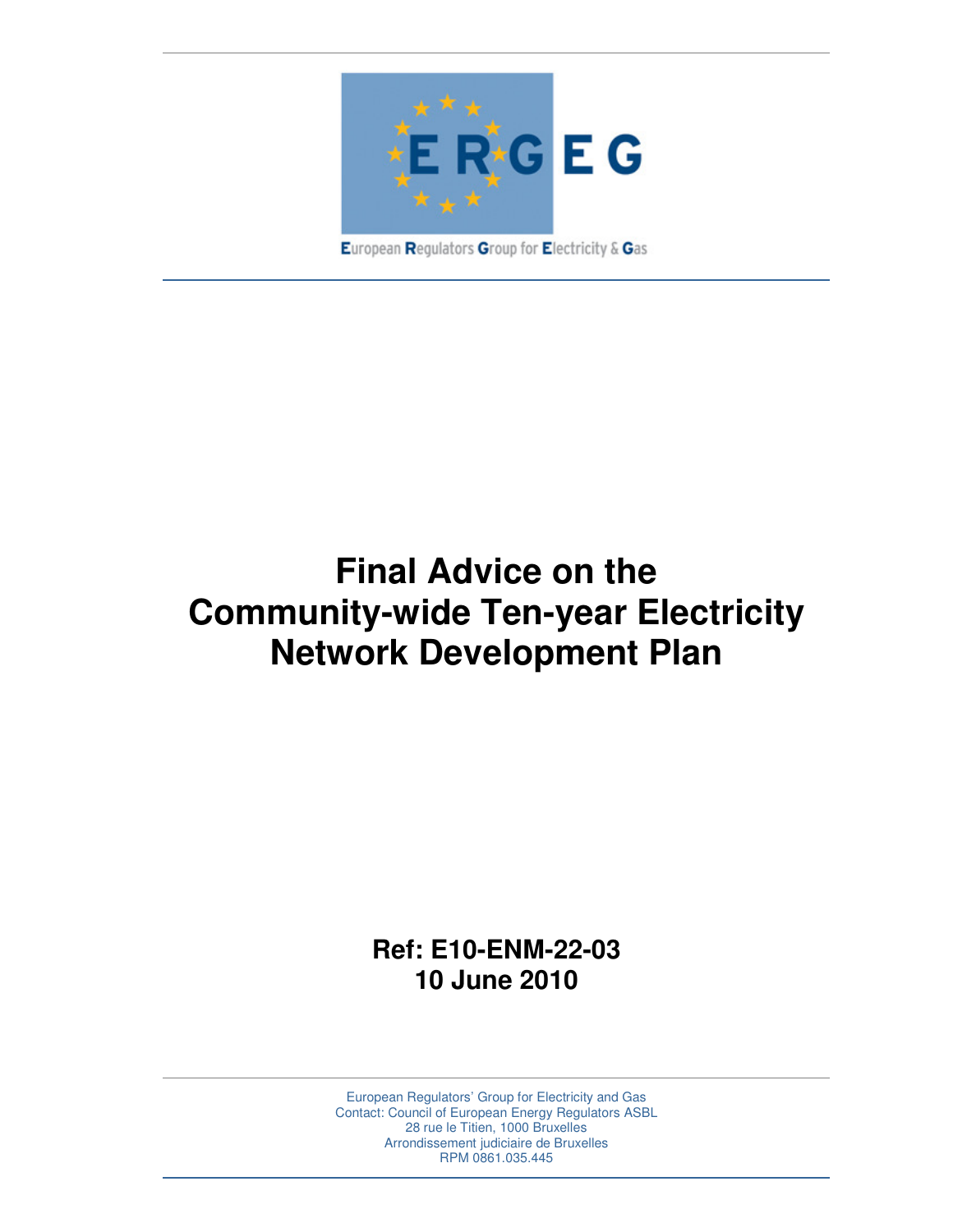ERGEG

European Regulators Group for Electricity & Gas

# Final Advice on the Community-wide Ten-year Electricity Network Development Plan

**Ref: E10-ENM-22-03**
**10 June 2010**

European Regulators' Group for Electricity and Gas
Contact: Council of European Energy Regulators ASBL
28 rue le Titien, 1000 Bruxelles
Arrondissement judiciaire de Bruxelles
RPM 0861.035.445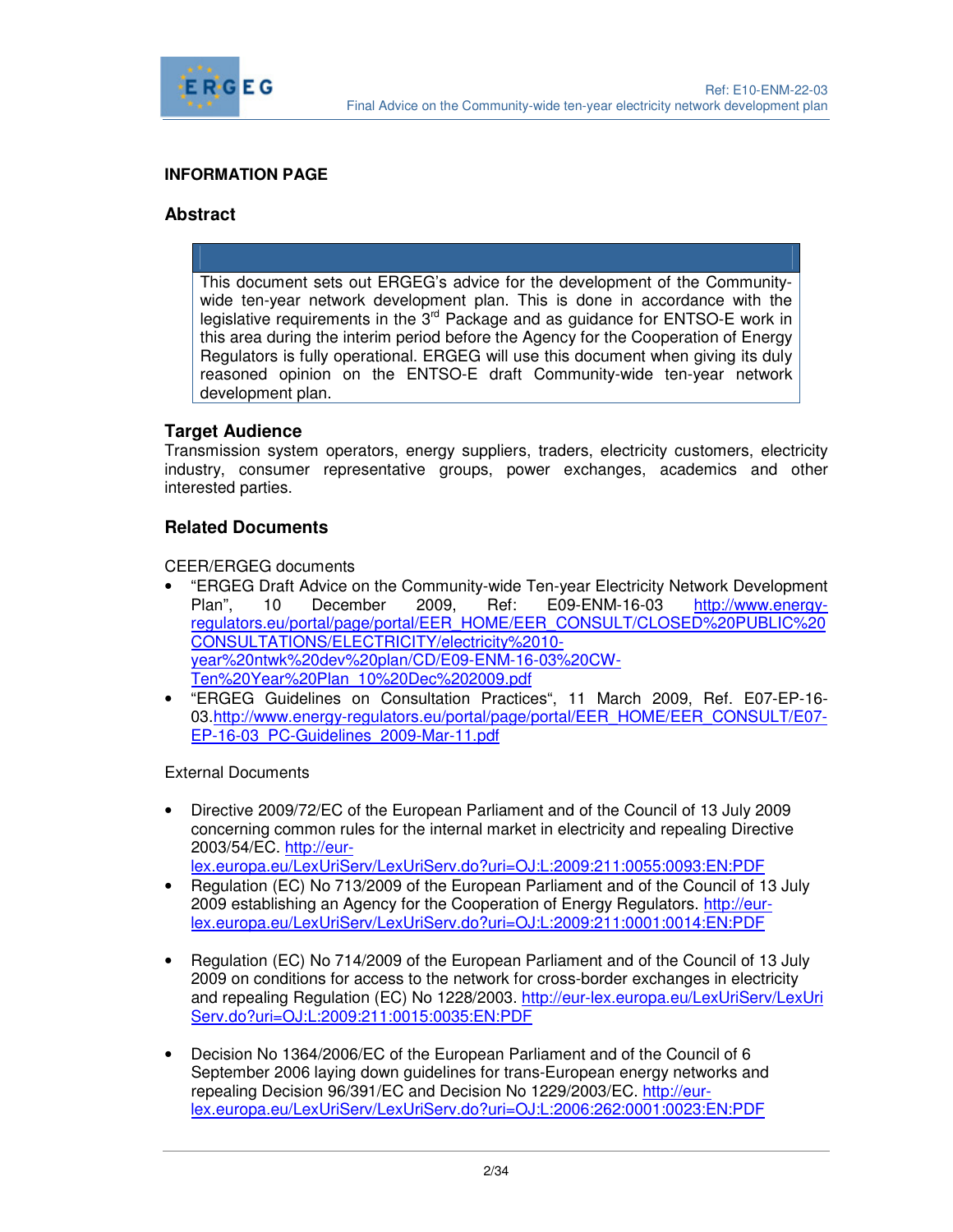## INFORMATION PAGE

### Abstract

This document sets out ERGEG's advice for the development of the Community-wide ten-year network development plan. This is done in accordance with the legislative requirements in the 3rd Package and as guidance for ENTSO-E work in this area during the interim period before the Agency for the Cooperation of Energy Regulators is fully operational. ERGEG will use this document when giving its duly reasoned opinion on the ENTSO-E draft Community-wide ten-year network development plan.

### Target Audience

Transmission system operators, energy suppliers, traders, electricity customers, electricity industry, consumer representative groups, power exchanges, academics and other interested parties.

### Related Documents

CEER/ERGEG documents

- "ERGEG Draft Advice on the Community-wide Ten-year Electricity Network Development Plan", 10 December 2009, Ref: E09-ENM-16-03 http://www.energy-regulators.eu/portal/page/portal/EER_HOME/EER_CONSULT/CLOSED%20PUBLIC%20CONSULTATIONS/ELECTRICITY/electricity%2010-year%20ntwk%20dev%20plan/CD/E09-ENM-16-03%20CW-Ten%20Year%20Plan_10%20Dec%202009.pdf
- "ERGEG Guidelines on Consultation Practices", 11 March 2009, Ref. E07-EP-16-03.http://www.energy-regulators.eu/portal/page/portal/EER_HOME/EER_CONSULT/E07-EP-16-03_PC-Guidelines_2009-Mar-11.pdf

External Documents

- Directive 2009/72/EC of the European Parliament and of the Council of 13 July 2009 concerning common rules for the internal market in electricity and repealing Directive 2003/54/EC. http://eur-lex.europa.eu/LexUriServ/LexUriServ.do?uri=OJ:L:2009:211:0055:0093:EN:PDF
- Regulation (EC) No 713/2009 of the European Parliament and of the Council of 13 July 2009 establishing an Agency for the Cooperation of Energy Regulators. http://eur-lex.europa.eu/LexUriServ/LexUriServ.do?uri=OJ:L:2009:211:0001:0014:EN:PDF
- Regulation (EC) No 714/2009 of the European Parliament and of the Council of 13 July 2009 on conditions for access to the network for cross-border exchanges in electricity and repealing Regulation (EC) No 1228/2003. http://eur-lex.europa.eu/LexUriServ/LexUriServ.do?uri=OJ:L:2009:211:0015:0035:EN:PDF
- Decision No 1364/2006/EC of the European Parliament and of the Council of 6 September 2006 laying down guidelines for trans-European energy networks and repealing Decision 96/391/EC and Decision No 1229/2003/EC. http://eur-lex.europa.eu/LexUriServ/LexUriServ.do?uri=OJ:L:2006:262:0001:0023:EN:PDF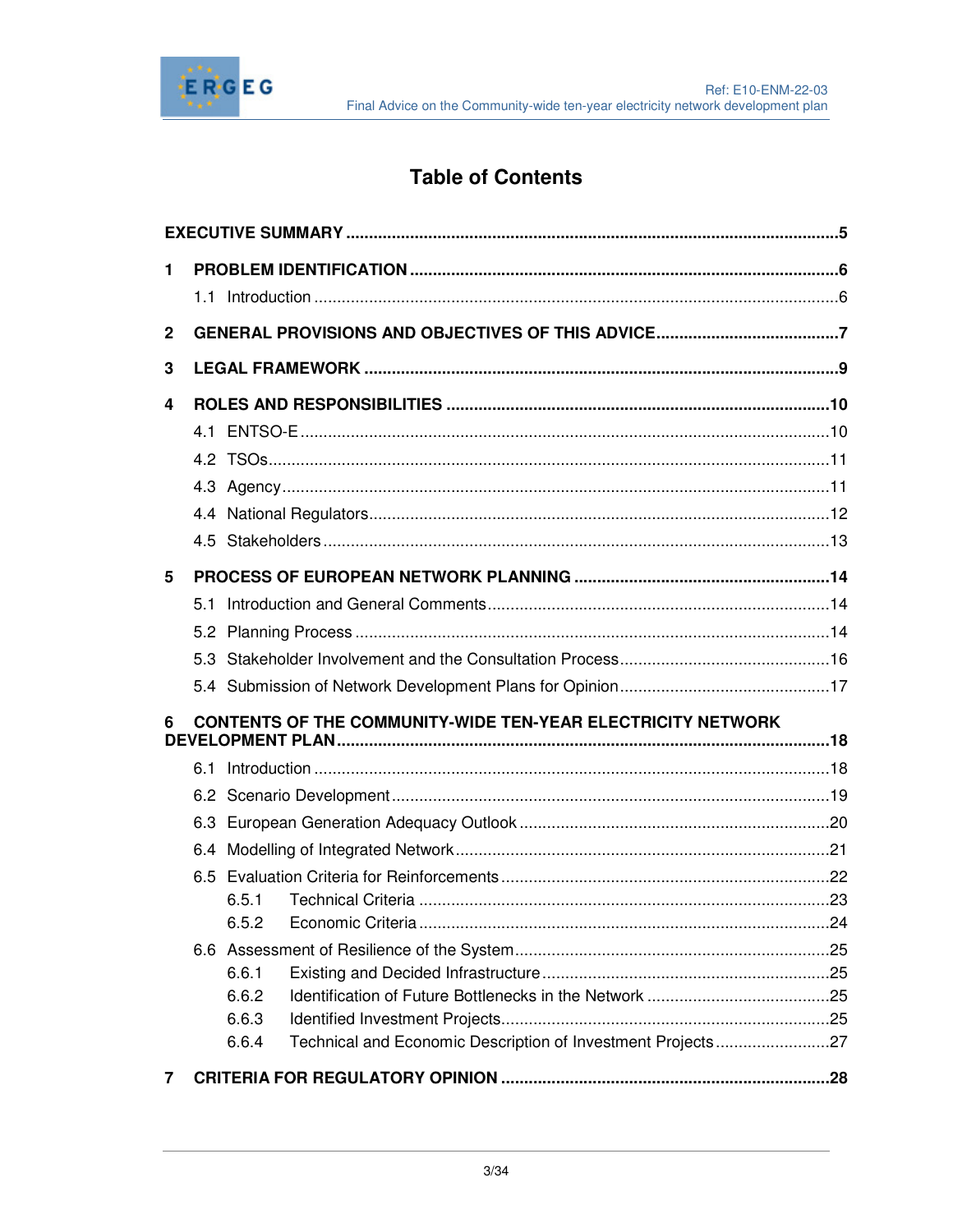# Table of Contents

**EXECUTIVE SUMMARY** .......... 5

**1 PROBLEM IDENTIFICATION** .......... 6

- 1.1 Introduction .......... 6

**2 GENERAL PROVISIONS AND OBJECTIVES OF THIS ADVICE** .......... 7

**3 LEGAL FRAMEWORK** .......... 9

**4 ROLES AND RESPONSIBILITIES** .......... 10

- 4.1 ENTSO-E .......... 10
- 4.2 TSOs .......... 11
- 4.3 Agency .......... 11
- 4.4 National Regulators .......... 12
- 4.5 Stakeholders .......... 13

**5 PROCESS OF EUROPEAN NETWORK PLANNING** .......... 14

- 5.1 Introduction and General Comments .......... 14
- 5.2 Planning Process .......... 14
- 5.3 Stakeholder Involvement and the Consultation Process .......... 16
- 5.4 Submission of Network Development Plans for Opinion .......... 17

**6 CONTENTS OF THE COMMUNITY-WIDE TEN-YEAR ELECTRICITY NETWORK DEVELOPMENT PLAN** .......... 18

- 6.1 Introduction .......... 18
- 6.2 Scenario Development .......... 19
- 6.3 European Generation Adequacy Outlook .......... 20
- 6.4 Modelling of Integrated Network .......... 21
- 6.5 Evaluation Criteria for Reinforcements .......... 22
  - 6.5.1 Technical Criteria .......... 23
  - 6.5.2 Economic Criteria .......... 24
- 6.6 Assessment of Resilience of the System .......... 25
  - 6.6.1 Existing and Decided Infrastructure .......... 25
  - 6.6.2 Identification of Future Bottlenecks in the Network .......... 25
  - 6.6.3 Identified Investment Projects .......... 25
  - 6.6.4 Technical and Economic Description of Investment Projects .......... 27

**7 CRITERIA FOR REGULATORY OPINION** .......... 28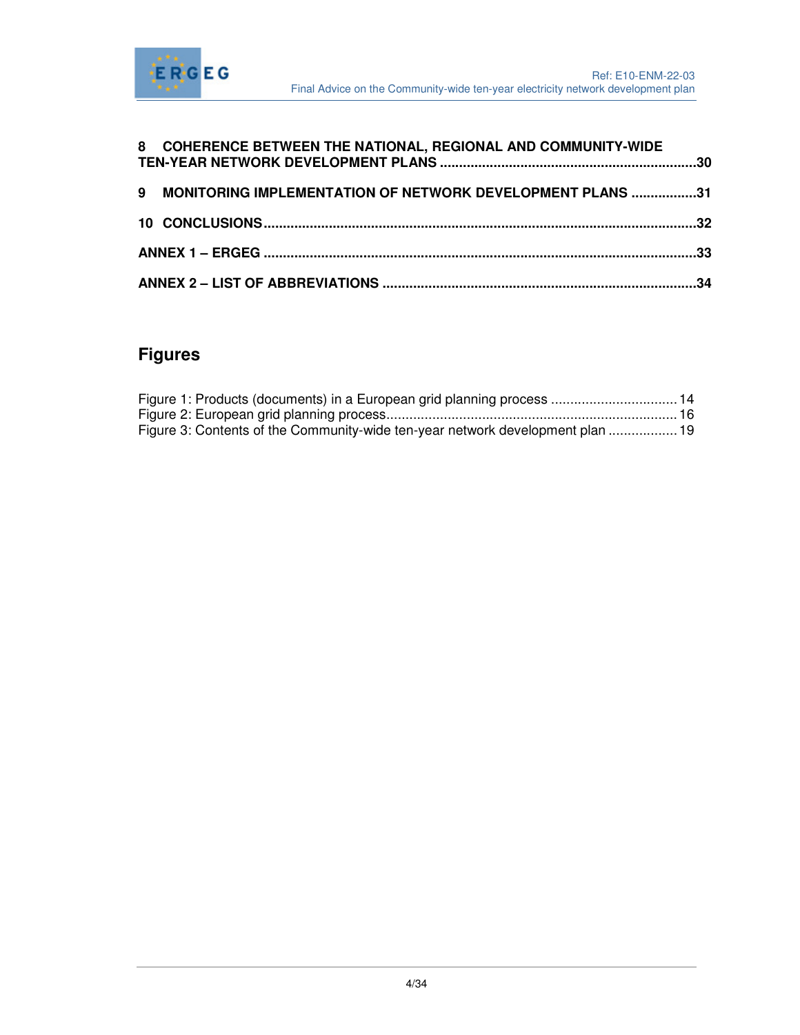**8 COHERENCE BETWEEN THE NATIONAL, REGIONAL AND COMMUNITY-WIDE TEN-YEAR NETWORK DEVELOPMENT PLANS ....................................................................30**

**9 MONITORING IMPLEMENTATION OF NETWORK DEVELOPMENT PLANS .................31**

**10 CONCLUSIONS..................................................................................................................32**

**ANNEX 1 – ERGEG ..................................................................................................................33**

**ANNEX 2 – LIST OF ABBREVIATIONS ..................................................................................34**

## Figures

Figure 1: Products (documents) in a European grid planning process .................................. 14
Figure 2: European grid planning process............................................................................. 16
Figure 3: Contents of the Community-wide ten-year network development plan .................. 19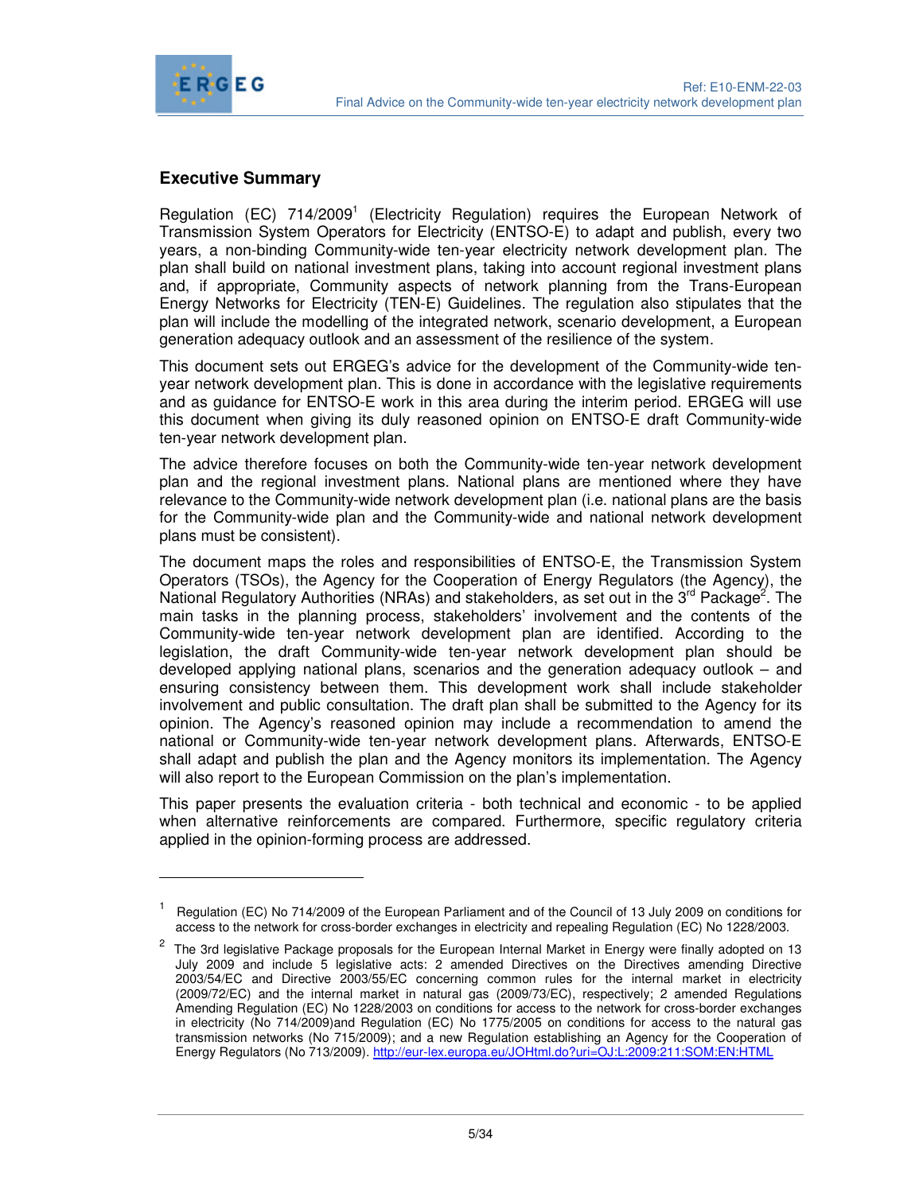## Executive Summary

Regulation (EC) 714/2009[1] (Electricity Regulation) requires the European Network of Transmission System Operators for Electricity (ENTSO-E) to adapt and publish, every two years, a non-binding Community-wide ten-year electricity network development plan. The plan shall build on national investment plans, taking into account regional investment plans and, if appropriate, Community aspects of network planning from the Trans-European Energy Networks for Electricity (TEN-E) Guidelines. The regulation also stipulates that the plan will include the modelling of the integrated network, scenario development, a European generation adequacy outlook and an assessment of the resilience of the system.

This document sets out ERGEG's advice for the development of the Community-wide ten-year network development plan. This is done in accordance with the legislative requirements and as guidance for ENTSO-E work in this area during the interim period. ERGEG will use this document when giving its duly reasoned opinion on ENTSO-E draft Community-wide ten-year network development plan.

The advice therefore focuses on both the Community-wide ten-year network development plan and the regional investment plans. National plans are mentioned where they have relevance to the Community-wide network development plan (i.e. national plans are the basis for the Community-wide plan and the Community-wide and national network development plans must be consistent).

The document maps the roles and responsibilities of ENTSO-E, the Transmission System Operators (TSOs), the Agency for the Cooperation of Energy Regulators (the Agency), the National Regulatory Authorities (NRAs) and stakeholders, as set out in the 3rd Package[2]. The main tasks in the planning process, stakeholders' involvement and the contents of the Community-wide ten-year network development plan are identified. According to the legislation, the draft Community-wide ten-year network development plan should be developed applying national plans, scenarios and the generation adequacy outlook – and ensuring consistency between them. This development work shall include stakeholder involvement and public consultation. The draft plan shall be submitted to the Agency for its opinion. The Agency's reasoned opinion may include a recommendation to amend the national or Community-wide ten-year network development plans. Afterwards, ENTSO-E shall adapt and publish the plan and the Agency monitors its implementation. The Agency will also report to the European Commission on the plan's implementation.

This paper presents the evaluation criteria - both technical and economic - to be applied when alternative reinforcements are compared. Furthermore, specific regulatory criteria applied in the opinion-forming process are addressed.

---

[1] Regulation (EC) No 714/2009 of the European Parliament and of the Council of 13 July 2009 on conditions for access to the network for cross-border exchanges in electricity and repealing Regulation (EC) No 1228/2003.

[2] The 3rd legislative Package proposals for the European Internal Market in Energy were finally adopted on 13 July 2009 and include 5 legislative acts: 2 amended Directives on the Directives amending Directive 2003/54/EC and Directive 2003/55/EC concerning common rules for the internal market in electricity (2009/72/EC) and the internal market in natural gas (2009/73/EC), respectively; 2 amended Regulations Amending Regulation (EC) No 1228/2003 on conditions for access to the network for cross-border exchanges in electricity (No 714/2009)and Regulation (EC) No 1775/2005 on conditions for access to the natural gas transmission networks (No 715/2009); and a new Regulation establishing an Agency for the Cooperation of Energy Regulators (No 713/2009). http://eur-lex.europa.eu/JOHtml.do?uri=OJ:L:2009:211:SOM:EN:HTML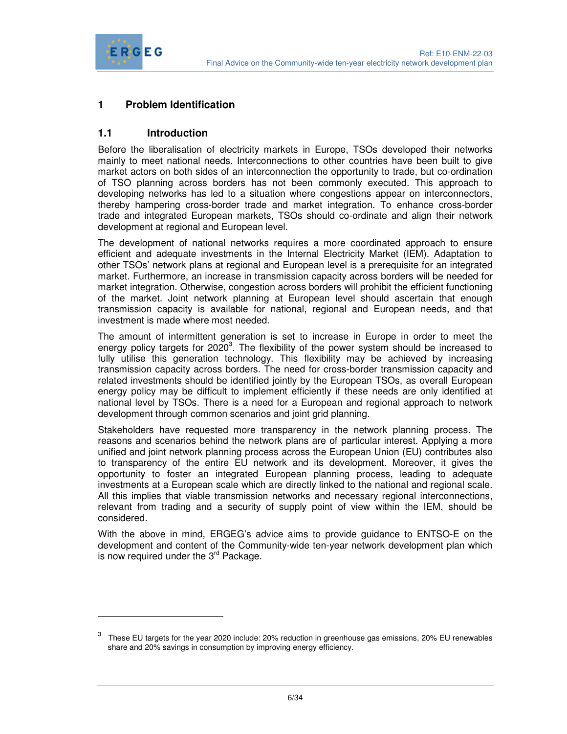# 1 Problem Identification

## 1.1 Introduction

Before the liberalisation of electricity markets in Europe, TSOs developed their networks mainly to meet national needs. Interconnections to other countries have been built to give market actors on both sides of an interconnection the opportunity to trade, but co-ordination of TSO planning across borders has not been commonly executed. This approach to developing networks has led to a situation where congestions appear on interconnectors, thereby hampering cross-border trade and market integration. To enhance cross-border trade and integrated European markets, TSOs should co-ordinate and align their network development at regional and European level.

The development of national networks requires a more coordinated approach to ensure efficient and adequate investments in the Internal Electricity Market (IEM). Adaptation to other TSOs' network plans at regional and European level is a prerequisite for an integrated market. Furthermore, an increase in transmission capacity across borders will be needed for market integration. Otherwise, congestion across borders will prohibit the efficient functioning of the market. Joint network planning at European level should ascertain that enough transmission capacity is available for national, regional and European needs, and that investment is made where most needed.

The amount of intermittent generation is set to increase in Europe in order to meet the energy policy targets for 2020[3]. The flexibility of the power system should be increased to fully utilise this generation technology. This flexibility may be achieved by increasing transmission capacity across borders. The need for cross-border transmission capacity and related investments should be identified jointly by the European TSOs, as overall European energy policy may be difficult to implement efficiently if these needs are only identified at national level by TSOs. There is a need for a European and regional approach to network development through common scenarios and joint grid planning.

Stakeholders have requested more transparency in the network planning process. The reasons and scenarios behind the network plans are of particular interest. Applying a more unified and joint network planning process across the European Union (EU) contributes also to transparency of the entire EU network and its development. Moreover, it gives the opportunity to foster an integrated European planning process, leading to adequate investments at a European scale which are directly linked to the national and regional scale. All this implies that viable transmission networks and necessary regional interconnections, relevant from trading and a security of supply point of view within the IEM, should be considered.

With the above in mind, ERGEG's advice aims to provide guidance to ENTSO-E on the development and content of the Community-wide ten-year network development plan which is now required under the 3rd Package.

---

[3] These EU targets for the year 2020 include: 20% reduction in greenhouse gas emissions, 20% EU renewables share and 20% savings in consumption by improving energy efficiency.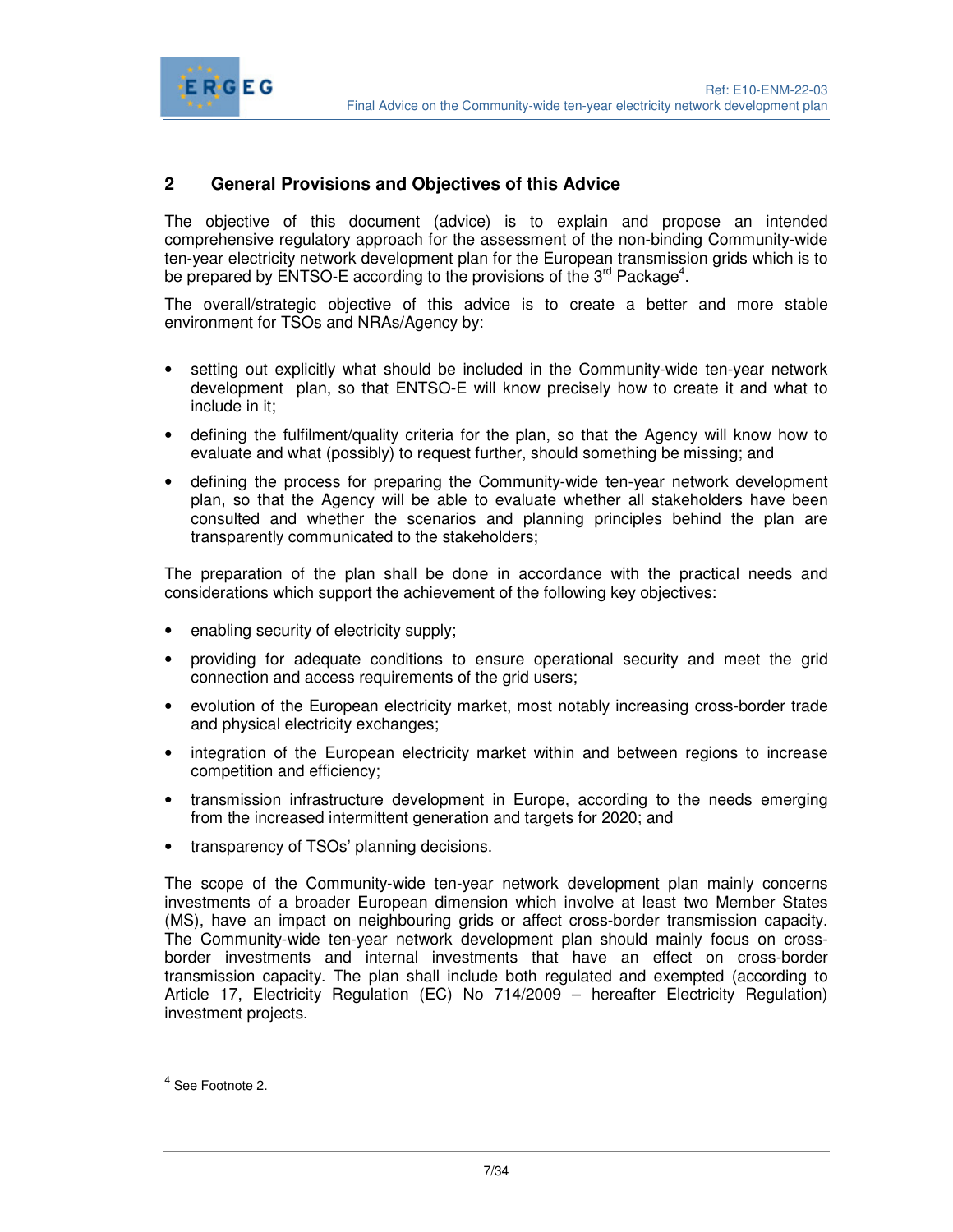## 2 General Provisions and Objectives of this Advice

The objective of this document (advice) is to explain and propose an intended comprehensive regulatory approach for the assessment of the non-binding Community-wide ten-year electricity network development plan for the European transmission grids which is to be prepared by ENTSO-E according to the provisions of the 3rd Package[4].

The overall/strategic objective of this advice is to create a better and more stable environment for TSOs and NRAs/Agency by:

- setting out explicitly what should be included in the Community-wide ten-year network development plan, so that ENTSO-E will know precisely how to create it and what to include in it;
- defining the fulfilment/quality criteria for the plan, so that the Agency will know how to evaluate and what (possibly) to request further, should something be missing; and
- defining the process for preparing the Community-wide ten-year network development plan, so that the Agency will be able to evaluate whether all stakeholders have been consulted and whether the scenarios and planning principles behind the plan are transparently communicated to the stakeholders;

The preparation of the plan shall be done in accordance with the practical needs and considerations which support the achievement of the following key objectives:

- enabling security of electricity supply;
- providing for adequate conditions to ensure operational security and meet the grid connection and access requirements of the grid users;
- evolution of the European electricity market, most notably increasing cross-border trade and physical electricity exchanges;
- integration of the European electricity market within and between regions to increase competition and efficiency;
- transmission infrastructure development in Europe, according to the needs emerging from the increased intermittent generation and targets for 2020; and
- transparency of TSOs' planning decisions.

The scope of the Community-wide ten-year network development plan mainly concerns investments of a broader European dimension which involve at least two Member States (MS), have an impact on neighbouring grids or affect cross-border transmission capacity. The Community-wide ten-year network development plan should mainly focus on cross-border investments and internal investments that have an effect on cross-border transmission capacity. The plan shall include both regulated and exempted (according to Article 17, Electricity Regulation (EC) No 714/2009 – hereafter Electricity Regulation) investment projects.

---

[4] See Footnote 2.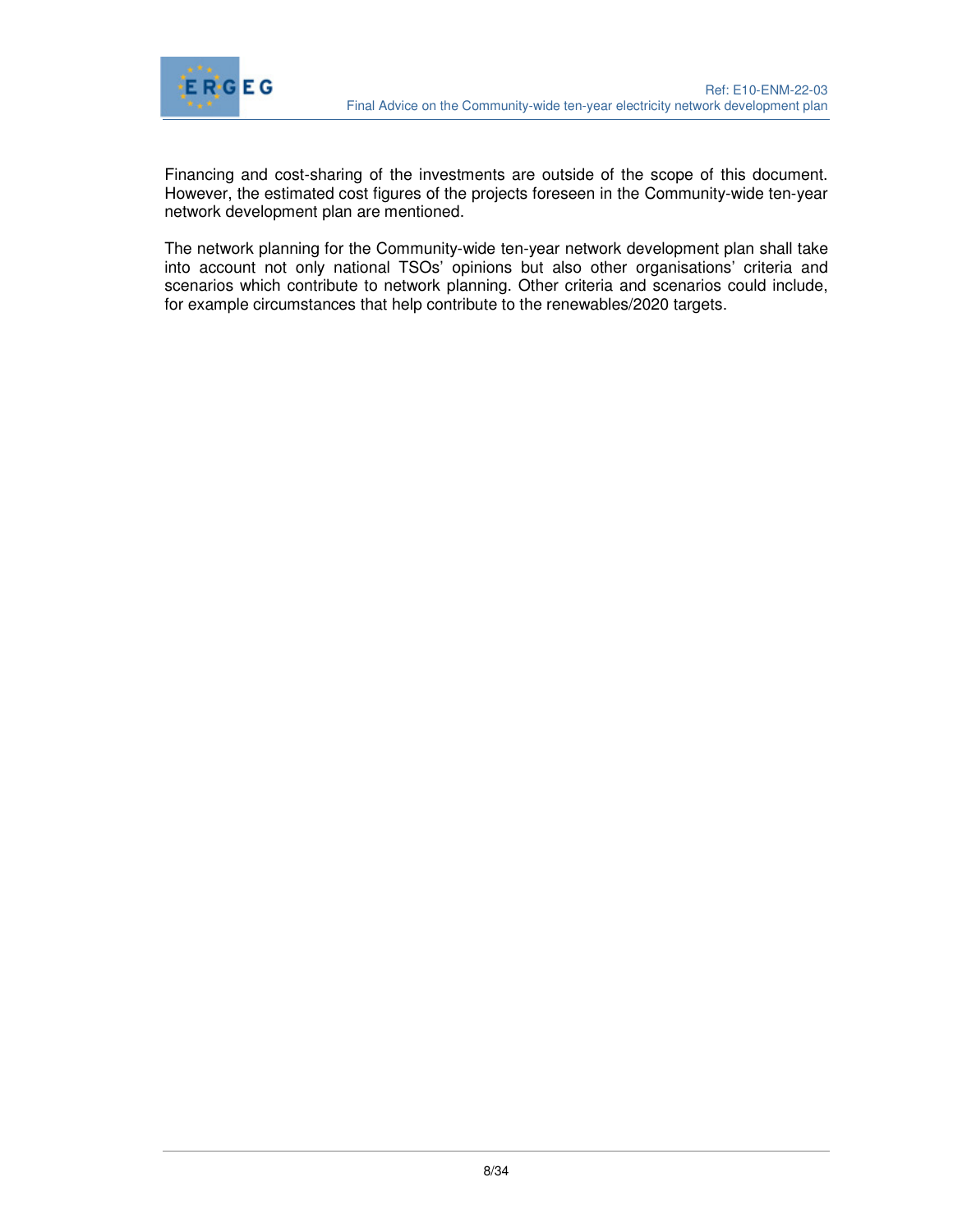Financing and cost-sharing of the investments are outside of the scope of this document. However, the estimated cost figures of the projects foreseen in the Community-wide ten-year network development plan are mentioned.

The network planning for the Community-wide ten-year network development plan shall take into account not only national TSOs' opinions but also other organisations' criteria and scenarios which contribute to network planning. Other criteria and scenarios could include, for example circumstances that help contribute to the renewables/2020 targets.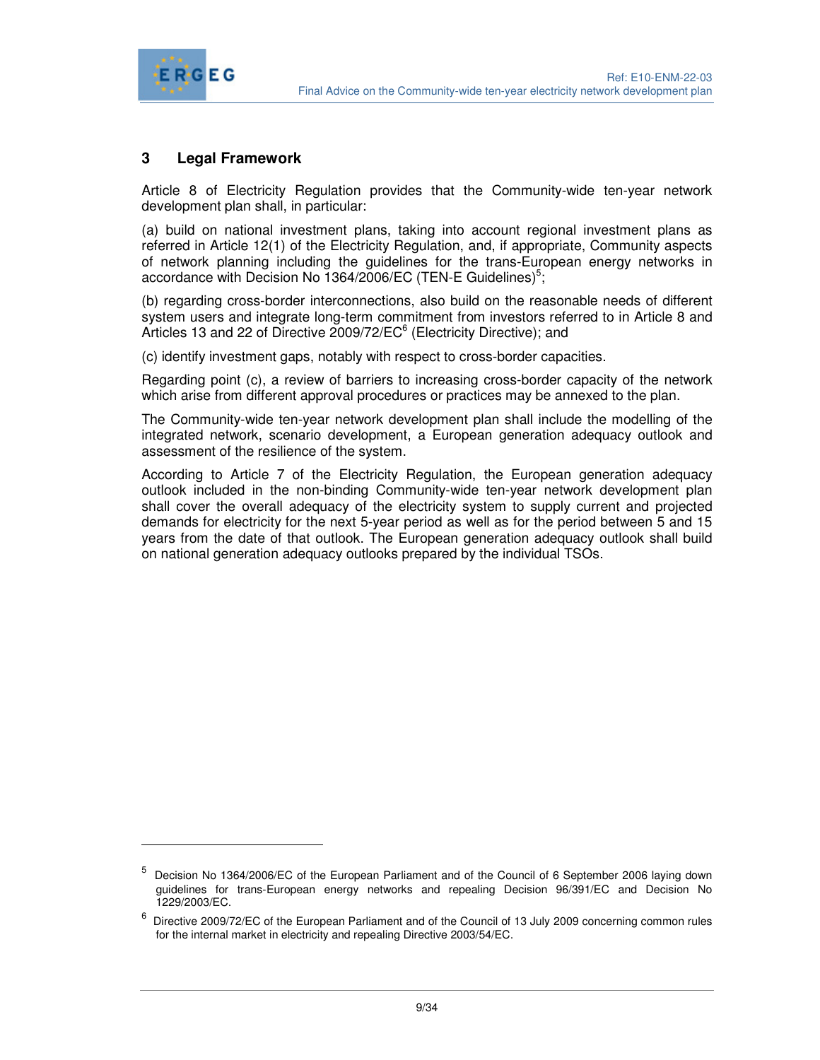## 3 Legal Framework

Article 8 of Electricity Regulation provides that the Community-wide ten-year network development plan shall, in particular:

(a) build on national investment plans, taking into account regional investment plans as referred in Article 12(1) of the Electricity Regulation, and, if appropriate, Community aspects of network planning including the guidelines for the trans-European energy networks in accordance with Decision No 1364/2006/EC (TEN-E Guidelines)[5];

(b) regarding cross-border interconnections, also build on the reasonable needs of different system users and integrate long-term commitment from investors referred to in Article 8 and Articles 13 and 22 of Directive 2009/72/EC[6] (Electricity Directive); and

(c) identify investment gaps, notably with respect to cross-border capacities.

Regarding point (c), a review of barriers to increasing cross-border capacity of the network which arise from different approval procedures or practices may be annexed to the plan.

The Community-wide ten-year network development plan shall include the modelling of the integrated network, scenario development, a European generation adequacy outlook and assessment of the resilience of the system.

According to Article 7 of the Electricity Regulation, the European generation adequacy outlook included in the non-binding Community-wide ten-year network development plan shall cover the overall adequacy of the electricity system to supply current and projected demands for electricity for the next 5-year period as well as for the period between 5 and 15 years from the date of that outlook. The European generation adequacy outlook shall build on national generation adequacy outlooks prepared by the individual TSOs.

---

[5] Decision No 1364/2006/EC of the European Parliament and of the Council of 6 September 2006 laying down guidelines for trans-European energy networks and repealing Decision 96/391/EC and Decision No 1229/2003/EC.

[6] Directive 2009/72/EC of the European Parliament and of the Council of 13 July 2009 concerning common rules for the internal market in electricity and repealing Directive 2003/54/EC.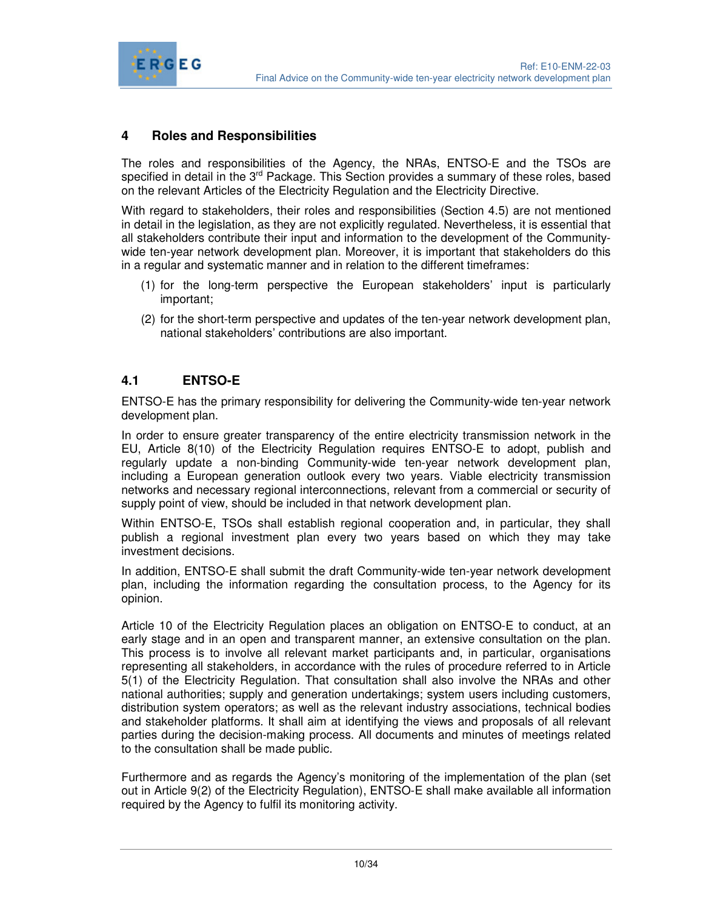# 4 Roles and Responsibilities

The roles and responsibilities of the Agency, the NRAs, ENTSO-E and the TSOs are specified in detail in the 3rd Package. This Section provides a summary of these roles, based on the relevant Articles of the Electricity Regulation and the Electricity Directive.

With regard to stakeholders, their roles and responsibilities (Section 4.5) are not mentioned in detail in the legislation, as they are not explicitly regulated. Nevertheless, it is essential that all stakeholders contribute their input and information to the development of the Community-wide ten-year network development plan. Moreover, it is important that stakeholders do this in a regular and systematic manner and in relation to the different timeframes:

(1) for the long-term perspective the European stakeholders' input is particularly important;

(2) for the short-term perspective and updates of the ten-year network development plan, national stakeholders' contributions are also important.

## 4.1 ENTSO-E

ENTSO-E has the primary responsibility for delivering the Community-wide ten-year network development plan.

In order to ensure greater transparency of the entire electricity transmission network in the EU, Article 8(10) of the Electricity Regulation requires ENTSO-E to adopt, publish and regularly update a non-binding Community-wide ten-year network development plan, including a European generation outlook every two years. Viable electricity transmission networks and necessary regional interconnections, relevant from a commercial or security of supply point of view, should be included in that network development plan.

Within ENTSO-E, TSOs shall establish regional cooperation and, in particular, they shall publish a regional investment plan every two years based on which they may take investment decisions.

In addition, ENTSO-E shall submit the draft Community-wide ten-year network development plan, including the information regarding the consultation process, to the Agency for its opinion.

Article 10 of the Electricity Regulation places an obligation on ENTSO-E to conduct, at an early stage and in an open and transparent manner, an extensive consultation on the plan. This process is to involve all relevant market participants and, in particular, organisations representing all stakeholders, in accordance with the rules of procedure referred to in Article 5(1) of the Electricity Regulation. That consultation shall also involve the NRAs and other national authorities; supply and generation undertakings; system users including customers, distribution system operators; as well as the relevant industry associations, technical bodies and stakeholder platforms. It shall aim at identifying the views and proposals of all relevant parties during the decision-making process. All documents and minutes of meetings related to the consultation shall be made public.

Furthermore and as regards the Agency's monitoring of the implementation of the plan (set out in Article 9(2) of the Electricity Regulation), ENTSO-E shall make available all information required by the Agency to fulfil its monitoring activity.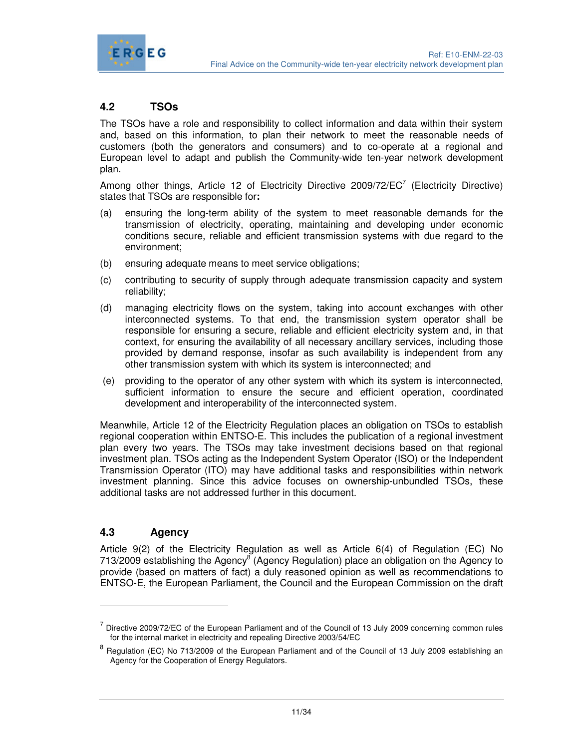## 4.2 TSOs

The TSOs have a role and responsibility to collect information and data within their system and, based on this information, to plan their network to meet the reasonable needs of customers (both the generators and consumers) and to co-operate at a regional and European level to adapt and publish the Community-wide ten-year network development plan.

Among other things, Article 12 of Electricity Directive 2009/72/EC[7] (Electricity Directive) states that TSOs are responsible for**:**

(a) ensuring the long-term ability of the system to meet reasonable demands for the transmission of electricity, operating, maintaining and developing under economic conditions secure, reliable and efficient transmission systems with due regard to the environment;

(b) ensuring adequate means to meet service obligations;

(c) contributing to security of supply through adequate transmission capacity and system reliability;

(d) managing electricity flows on the system, taking into account exchanges with other interconnected systems. To that end, the transmission system operator shall be responsible for ensuring a secure, reliable and efficient electricity system and, in that context, for ensuring the availability of all necessary ancillary services, including those provided by demand response, insofar as such availability is independent from any other transmission system with which its system is interconnected; and

(e) providing to the operator of any other system with which its system is interconnected, sufficient information to ensure the secure and efficient operation, coordinated development and interoperability of the interconnected system.

Meanwhile, Article 12 of the Electricity Regulation places an obligation on TSOs to establish regional cooperation within ENTSO-E. This includes the publication of a regional investment plan every two years. The TSOs may take investment decisions based on that regional investment plan. TSOs acting as the Independent System Operator (ISO) or the Independent Transmission Operator (ITO) may have additional tasks and responsibilities within network investment planning. Since this advice focuses on ownership-unbundled TSOs, these additional tasks are not addressed further in this document.

## 4.3 Agency

Article 9(2) of the Electricity Regulation as well as Article 6(4) of Regulation (EC) No 713/2009 establishing the Agency[8] (Agency Regulation) place an obligation on the Agency to provide (based on matters of fact) a duly reasoned opinion as well as recommendations to ENTSO-E, the European Parliament, the Council and the European Commission on the draft

---

[7] Directive 2009/72/EC of the European Parliament and of the Council of 13 July 2009 concerning common rules for the internal market in electricity and repealing Directive 2003/54/EC

[8] Regulation (EC) No 713/2009 of the European Parliament and of the Council of 13 July 2009 establishing an Agency for the Cooperation of Energy Regulators.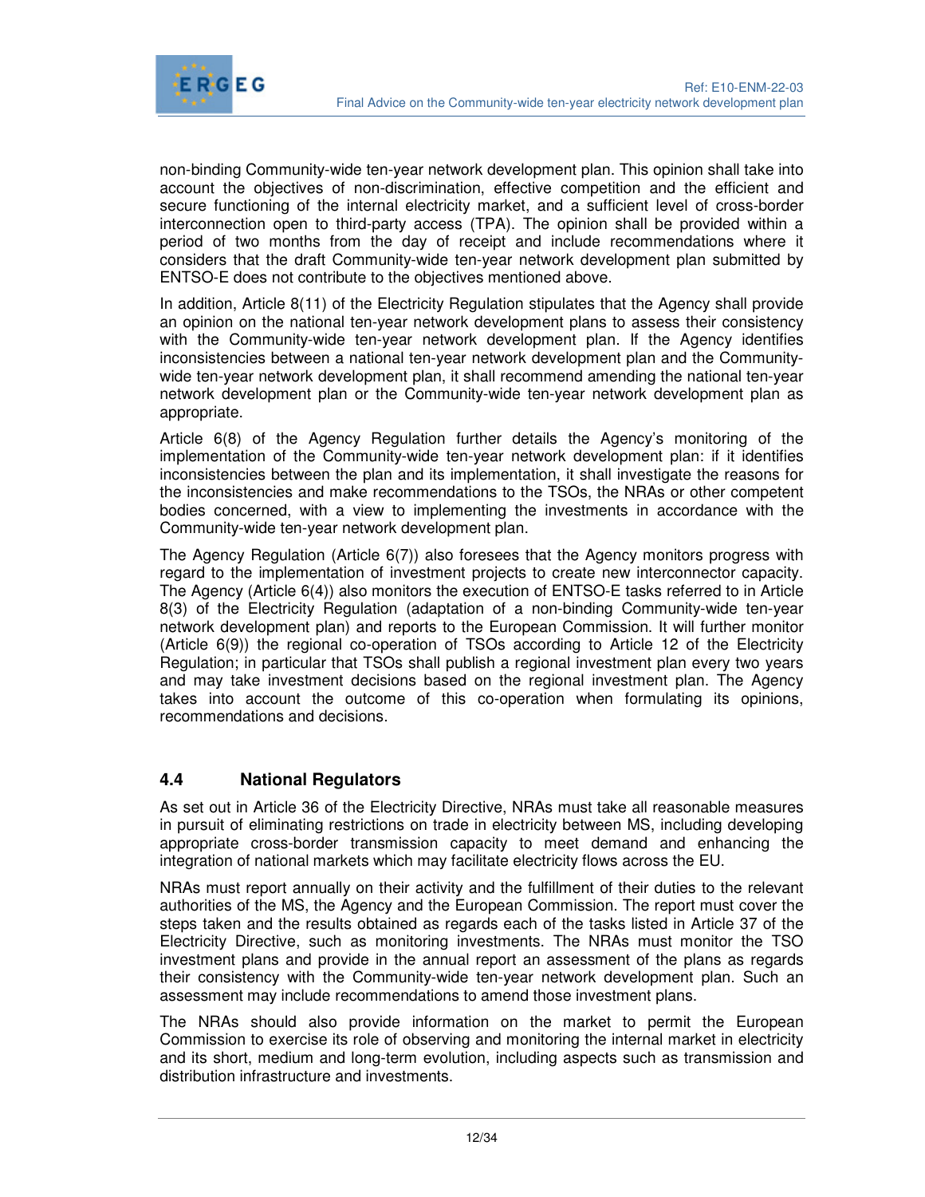non-binding Community-wide ten-year network development plan. This opinion shall take into account the objectives of non-discrimination, effective competition and the efficient and secure functioning of the internal electricity market, and a sufficient level of cross-border interconnection open to third-party access (TPA). The opinion shall be provided within a period of two months from the day of receipt and include recommendations where it considers that the draft Community-wide ten-year network development plan submitted by ENTSO-E does not contribute to the objectives mentioned above.

In addition, Article 8(11) of the Electricity Regulation stipulates that the Agency shall provide an opinion on the national ten-year network development plans to assess their consistency with the Community-wide ten-year network development plan. If the Agency identifies inconsistencies between a national ten-year network development plan and the Community-wide ten-year network development plan, it shall recommend amending the national ten-year network development plan or the Community-wide ten-year network development plan as appropriate.

Article 6(8) of the Agency Regulation further details the Agency's monitoring of the implementation of the Community-wide ten-year network development plan: if it identifies inconsistencies between the plan and its implementation, it shall investigate the reasons for the inconsistencies and make recommendations to the TSOs, the NRAs or other competent bodies concerned, with a view to implementing the investments in accordance with the Community-wide ten-year network development plan.

The Agency Regulation (Article 6(7)) also foresees that the Agency monitors progress with regard to the implementation of investment projects to create new interconnector capacity. The Agency (Article 6(4)) also monitors the execution of ENTSO-E tasks referred to in Article 8(3) of the Electricity Regulation (adaptation of a non-binding Community-wide ten-year network development plan) and reports to the European Commission. It will further monitor (Article 6(9)) the regional co-operation of TSOs according to Article 12 of the Electricity Regulation; in particular that TSOs shall publish a regional investment plan every two years and may take investment decisions based on the regional investment plan. The Agency takes into account the outcome of this co-operation when formulating its opinions, recommendations and decisions.

## 4.4 National Regulators

As set out in Article 36 of the Electricity Directive, NRAs must take all reasonable measures in pursuit of eliminating restrictions on trade in electricity between MS, including developing appropriate cross-border transmission capacity to meet demand and enhancing the integration of national markets which may facilitate electricity flows across the EU.

NRAs must report annually on their activity and the fulfillment of their duties to the relevant authorities of the MS, the Agency and the European Commission. The report must cover the steps taken and the results obtained as regards each of the tasks listed in Article 37 of the Electricity Directive, such as monitoring investments. The NRAs must monitor the TSO investment plans and provide in the annual report an assessment of the plans as regards their consistency with the Community-wide ten-year network development plan. Such an assessment may include recommendations to amend those investment plans.

The NRAs should also provide information on the market to permit the European Commission to exercise its role of observing and monitoring the internal market in electricity and its short, medium and long-term evolution, including aspects such as transmission and distribution infrastructure and investments.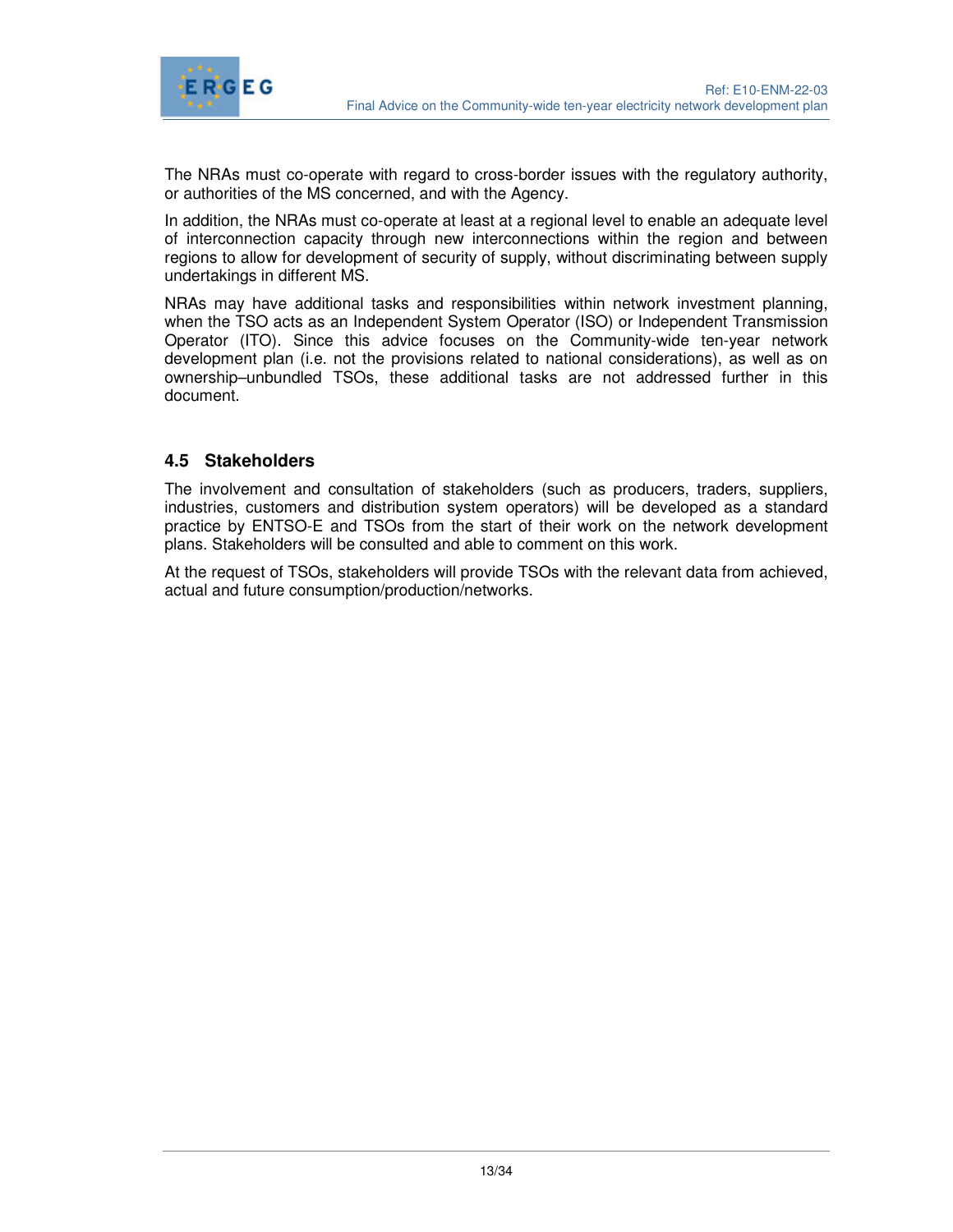The NRAs must co-operate with regard to cross-border issues with the regulatory authority, or authorities of the MS concerned, and with the Agency.

In addition, the NRAs must co-operate at least at a regional level to enable an adequate level of interconnection capacity through new interconnections within the region and between regions to allow for development of security of supply, without discriminating between supply undertakings in different MS.

NRAs may have additional tasks and responsibilities within network investment planning, when the TSO acts as an Independent System Operator (ISO) or Independent Transmission Operator (ITO). Since this advice focuses on the Community-wide ten-year network development plan (i.e. not the provisions related to national considerations), as well as on ownership–unbundled TSOs, these additional tasks are not addressed further in this document.

## 4.5 Stakeholders

The involvement and consultation of stakeholders (such as producers, traders, suppliers, industries, customers and distribution system operators) will be developed as a standard practice by ENTSO-E and TSOs from the start of their work on the network development plans. Stakeholders will be consulted and able to comment on this work.

At the request of TSOs, stakeholders will provide TSOs with the relevant data from achieved, actual and future consumption/production/networks.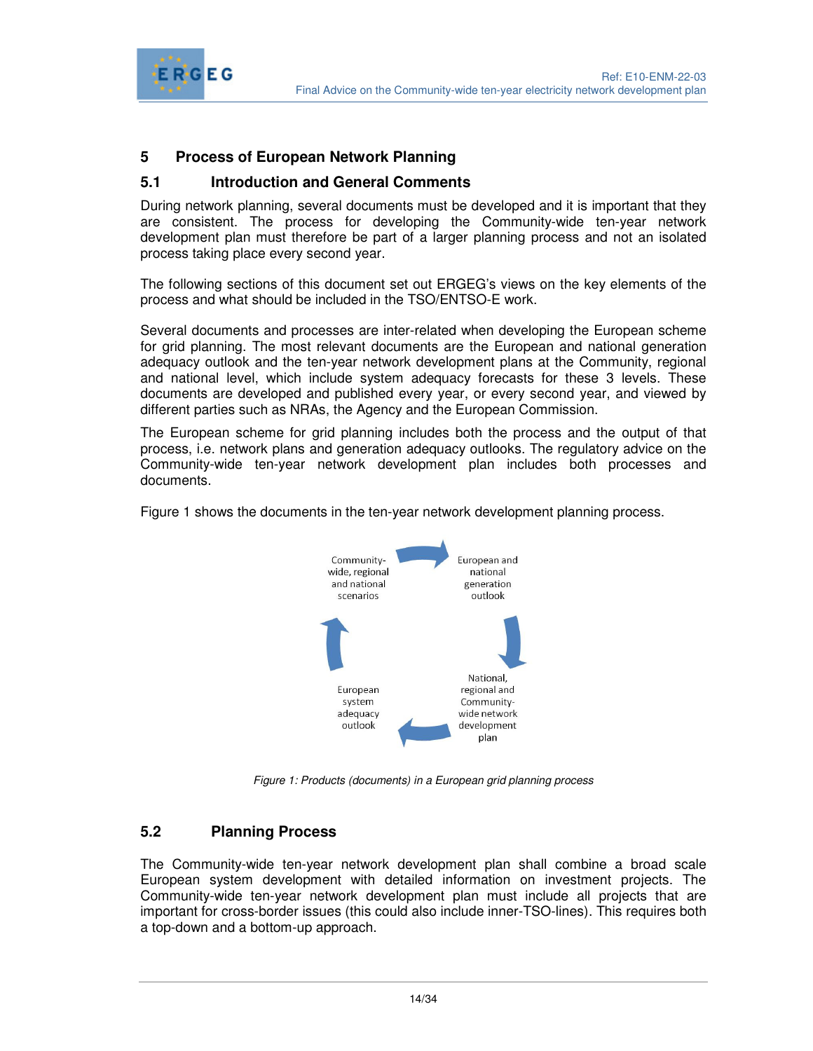## 5 Process of European Network Planning

### 5.1 Introduction and General Comments

During network planning, several documents must be developed and it is important that they are consistent. The process for developing the Community-wide ten-year network development plan must therefore be part of a larger planning process and not an isolated process taking place every second year.

The following sections of this document set out ERGEG's views on the key elements of the process and what should be included in the TSO/ENTSO-E work.

Several documents and processes are inter-related when developing the European scheme for grid planning. The most relevant documents are the European and national generation adequacy outlook and the ten-year network development plans at the Community, regional and national level, which include system adequacy forecasts for these 3 levels. These documents are developed and published every year, or every second year, and viewed by different parties such as NRAs, the Agency and the European Commission.

The European scheme for grid planning includes both the process and the output of that process, i.e. network plans and generation adequacy outlooks. The regulatory advice on the Community-wide ten-year network development plan includes both processes and documents.

Figure 1 shows the documents in the ten-year network development planning process.

Community-wide, regional and national scenarios → European and national generation outlook → National, regional and Community-wide network development plan → European system adequacy outlook → Community-wide, regional and national scenarios

*Figure 1: Products (documents) in a European grid planning process*

### 5.2 Planning Process

The Community-wide ten-year network development plan shall combine a broad scale European system development with detailed information on investment projects. The Community-wide ten-year network development plan must include all projects that are important for cross-border issues (this could also include inner-TSO-lines). This requires both a top-down and a bottom-up approach.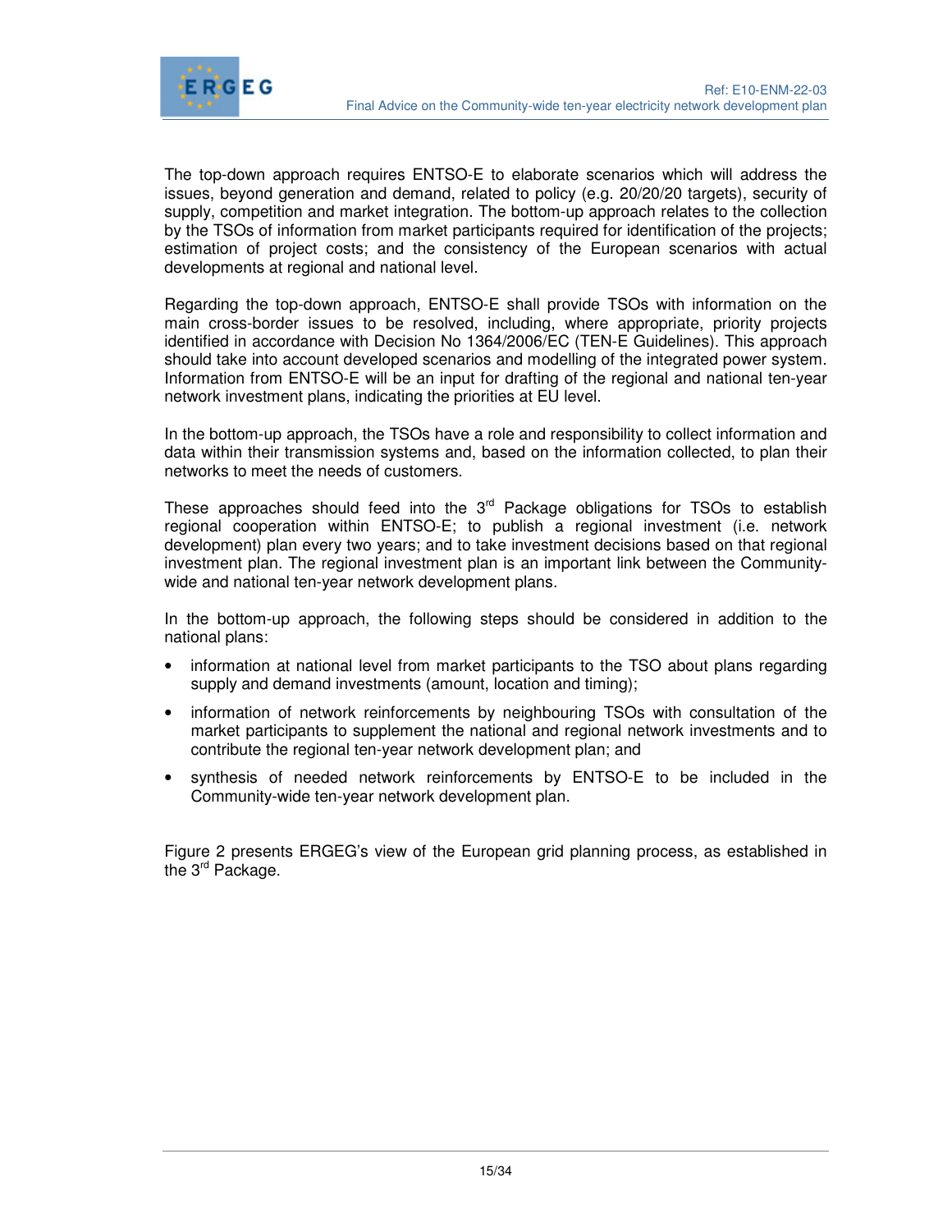The top-down approach requires ENTSO-E to elaborate scenarios which will address the issues, beyond generation and demand, related to policy (e.g. 20/20/20 targets), security of supply, competition and market integration. The bottom-up approach relates to the collection by the TSOs of information from market participants required for identification of the projects; estimation of project costs; and the consistency of the European scenarios with actual developments at regional and national level.

Regarding the top-down approach, ENTSO-E shall provide TSOs with information on the main cross-border issues to be resolved, including, where appropriate, priority projects identified in accordance with Decision No 1364/2006/EC (TEN-E Guidelines). This approach should take into account developed scenarios and modelling of the integrated power system. Information from ENTSO-E will be an input for drafting of the regional and national ten-year network investment plans, indicating the priorities at EU level.

In the bottom-up approach, the TSOs have a role and responsibility to collect information and data within their transmission systems and, based on the information collected, to plan their networks to meet the needs of customers.

These approaches should feed into the 3rd Package obligations for TSOs to establish regional cooperation within ENTSO-E; to publish a regional investment (i.e. network development) plan every two years; and to take investment decisions based on that regional investment plan. The regional investment plan is an important link between the Community-wide and national ten-year network development plans.

In the bottom-up approach, the following steps should be considered in addition to the national plans:

- information at national level from market participants to the TSO about plans regarding supply and demand investments (amount, location and timing);
- information of network reinforcements by neighbouring TSOs with consultation of the market participants to supplement the national and regional network investments and to contribute the regional ten-year network development plan; and
- synthesis of needed network reinforcements by ENTSO-E to be included in the Community-wide ten-year network development plan.

Figure 2 presents ERGEG's view of the European grid planning process, as established in the 3rd Package.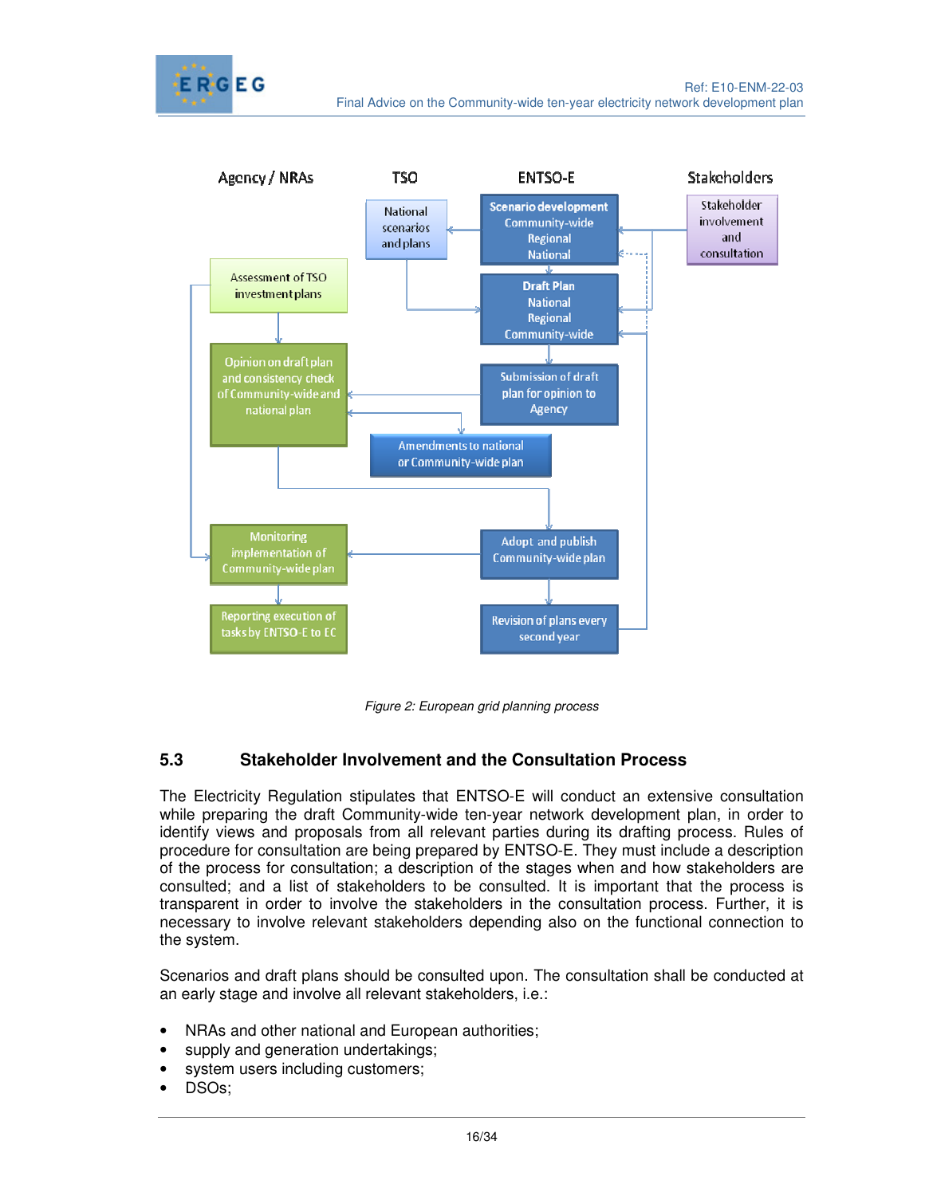Agency / NRAs | TSO | ENTSO-E | Stakeholders

National scenarios and plans

Scenario development Community-wide Regional National

Stakeholder involvement and consultation

Assessment of TSO investment plans

Draft Plan National Regional Community-wide

Opinion on draft plan and consistency check of Community-wide and national plan

Submission of draft plan for opinion to Agency

Amendments to national or Community-wide plan

Monitoring implementation of Community-wide plan

Adopt and publish Community-wide plan

Reporting execution of tasks by ENTSO-E to EC

Revision of plans every second year

*Figure 2: European grid planning process*

## 5.3 Stakeholder Involvement and the Consultation Process

The Electricity Regulation stipulates that ENTSO-E will conduct an extensive consultation while preparing the draft Community-wide ten-year network development plan, in order to identify views and proposals from all relevant parties during its drafting process. Rules of procedure for consultation are being prepared by ENTSO-E. They must include a description of the process for consultation; a description of the stages when and how stakeholders are consulted; and a list of stakeholders to be consulted. It is important that the process is transparent in order to involve the stakeholders in the consultation process. Further, it is necessary to involve relevant stakeholders depending also on the functional connection to the system.

Scenarios and draft plans should be consulted upon. The consultation shall be conducted at an early stage and involve all relevant stakeholders, i.e.:

- NRAs and other national and European authorities;
- supply and generation undertakings;
- system users including customers;
- DSOs;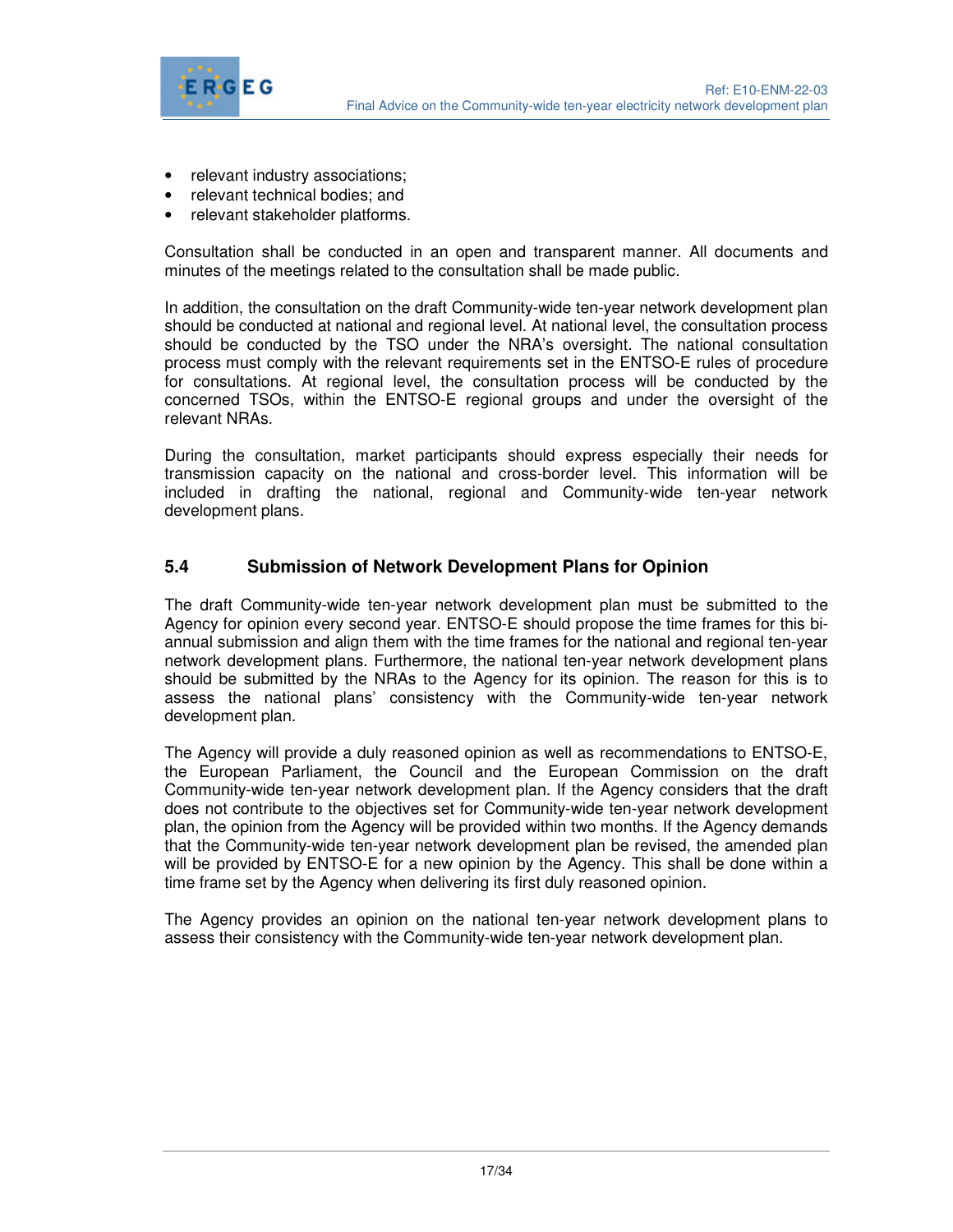- relevant industry associations;
- relevant technical bodies; and
- relevant stakeholder platforms.

Consultation shall be conducted in an open and transparent manner. All documents and minutes of the meetings related to the consultation shall be made public.

In addition, the consultation on the draft Community-wide ten-year network development plan should be conducted at national and regional level. At national level, the consultation process should be conducted by the TSO under the NRA's oversight. The national consultation process must comply with the relevant requirements set in the ENTSO-E rules of procedure for consultations. At regional level, the consultation process will be conducted by the concerned TSOs, within the ENTSO-E regional groups and under the oversight of the relevant NRAs.

During the consultation, market participants should express especially their needs for transmission capacity on the national and cross-border level. This information will be included in drafting the national, regional and Community-wide ten-year network development plans.

### 5.4 Submission of Network Development Plans for Opinion

The draft Community-wide ten-year network development plan must be submitted to the Agency for opinion every second year. ENTSO-E should propose the time frames for this bi-annual submission and align them with the time frames for the national and regional ten-year network development plans. Furthermore, the national ten-year network development plans should be submitted by the NRAs to the Agency for its opinion. The reason for this is to assess the national plans' consistency with the Community-wide ten-year network development plan.

The Agency will provide a duly reasoned opinion as well as recommendations to ENTSO-E, the European Parliament, the Council and the European Commission on the draft Community-wide ten-year network development plan. If the Agency considers that the draft does not contribute to the objectives set for Community-wide ten-year network development plan, the opinion from the Agency will be provided within two months. If the Agency demands that the Community-wide ten-year network development plan be revised, the amended plan will be provided by ENTSO-E for a new opinion by the Agency. This shall be done within a time frame set by the Agency when delivering its first duly reasoned opinion.

The Agency provides an opinion on the national ten-year network development plans to assess their consistency with the Community-wide ten-year network development plan.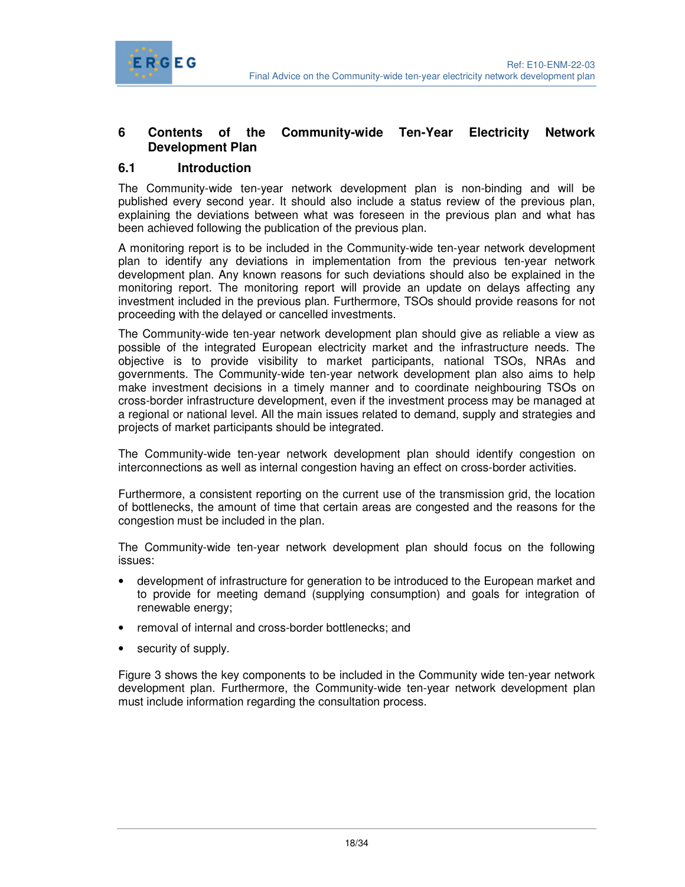# 6 Contents of the Community-wide Ten-Year Electricity Network Development Plan

## 6.1 Introduction

The Community-wide ten-year network development plan is non-binding and will be published every second year. It should also include a status review of the previous plan, explaining the deviations between what was foreseen in the previous plan and what has been achieved following the publication of the previous plan.

A monitoring report is to be included in the Community-wide ten-year network development plan to identify any deviations in implementation from the previous ten-year network development plan. Any known reasons for such deviations should also be explained in the monitoring report. The monitoring report will provide an update on delays affecting any investment included in the previous plan. Furthermore, TSOs should provide reasons for not proceeding with the delayed or cancelled investments.

The Community-wide ten-year network development plan should give as reliable a view as possible of the integrated European electricity market and the infrastructure needs. The objective is to provide visibility to market participants, national TSOs, NRAs and governments. The Community-wide ten-year network development plan also aims to help make investment decisions in a timely manner and to coordinate neighbouring TSOs on cross-border infrastructure development, even if the investment process may be managed at a regional or national level. All the main issues related to demand, supply and strategies and projects of market participants should be integrated.

The Community-wide ten-year network development plan should identify congestion on interconnections as well as internal congestion having an effect on cross-border activities.

Furthermore, a consistent reporting on the current use of the transmission grid, the location of bottlenecks, the amount of time that certain areas are congested and the reasons for the congestion must be included in the plan.

The Community-wide ten-year network development plan should focus on the following issues:

- development of infrastructure for generation to be introduced to the European market and to provide for meeting demand (supplying consumption) and goals for integration of renewable energy;
- removal of internal and cross-border bottlenecks; and
- security of supply.

Figure 3 shows the key components to be included in the Community wide ten-year network development plan. Furthermore, the Community-wide ten-year network development plan must include information regarding the consultation process.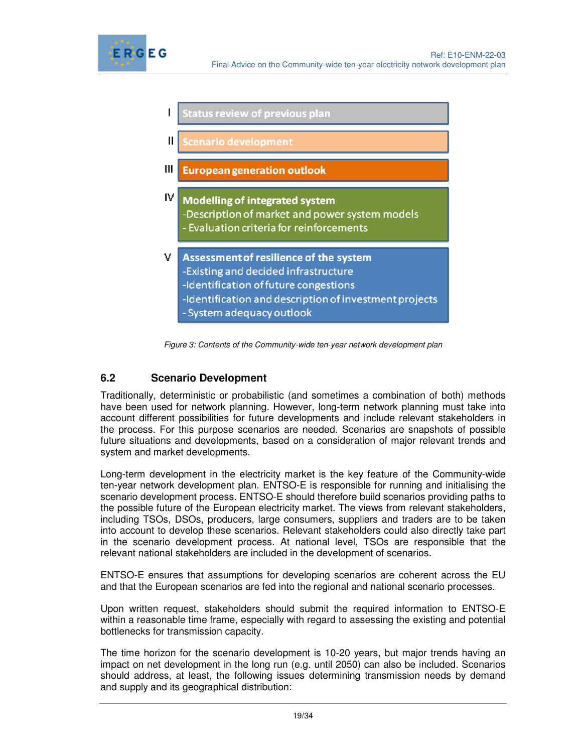I Status review of previous plan

II Scenario development

III European generation outlook

IV **Modelling of integrated system**
-Description of market and power system models
- Evaluation criteria for reinforcements

V **Assessment of resilience of the system**
-Existing and decided infrastructure
-Identification of future congestions
-Identification and description of investment projects
- System adequacy outlook

*Figure 3: Contents of the Community-wide ten-year network development plan*

## 6.2 Scenario Development

Traditionally, deterministic or probabilistic (and sometimes a combination of both) methods have been used for network planning. However, long-term network planning must take into account different possibilities for future developments and include relevant stakeholders in the process. For this purpose scenarios are needed. Scenarios are snapshots of possible future situations and developments, based on a consideration of major relevant trends and system and market developments.

Long-term development in the electricity market is the key feature of the Community-wide ten-year network development plan. ENTSO-E is responsible for running and initialising the scenario development process. ENTSO-E should therefore build scenarios providing paths to the possible future of the European electricity market. The views from relevant stakeholders, including TSOs, DSOs, producers, large consumers, suppliers and traders are to be taken into account to develop these scenarios. Relevant stakeholders could also directly take part in the scenario development process. At national level, TSOs are responsible that the relevant national stakeholders are included in the development of scenarios.

ENTSO-E ensures that assumptions for developing scenarios are coherent across the EU and that the European scenarios are fed into the regional and national scenario processes.

Upon written request, stakeholders should submit the required information to ENTSO-E within a reasonable time frame, especially with regard to assessing the existing and potential bottlenecks for transmission capacity.

The time horizon for the scenario development is 10-20 years, but major trends having an impact on net development in the long run (e.g. until 2050) can also be included. Scenarios should address, at least, the following issues determining transmission needs by demand and supply and its geographical distribution: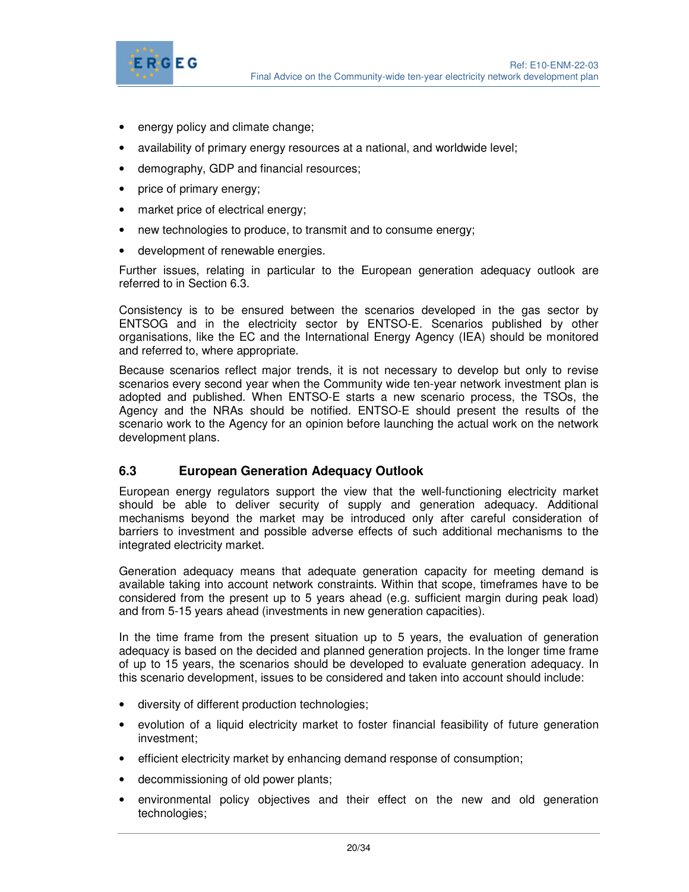- energy policy and climate change;
- availability of primary energy resources at a national, and worldwide level;
- demography, GDP and financial resources;
- price of primary energy;
- market price of electrical energy;
- new technologies to produce, to transmit and to consume energy;
- development of renewable energies.

Further issues, relating in particular to the European generation adequacy outlook are referred to in Section 6.3.

Consistency is to be ensured between the scenarios developed in the gas sector by ENTSOG and in the electricity sector by ENTSO-E. Scenarios published by other organisations, like the EC and the International Energy Agency (IEA) should be monitored and referred to, where appropriate.

Because scenarios reflect major trends, it is not necessary to develop but only to revise scenarios every second year when the Community wide ten-year network investment plan is adopted and published. When ENTSO-E starts a new scenario process, the TSOs, the Agency and the NRAs should be notified. ENTSO-E should present the results of the scenario work to the Agency for an opinion before launching the actual work on the network development plans.

## 6.3 European Generation Adequacy Outlook

European energy regulators support the view that the well-functioning electricity market should be able to deliver security of supply and generation adequacy. Additional mechanisms beyond the market may be introduced only after careful consideration of barriers to investment and possible adverse effects of such additional mechanisms to the integrated electricity market.

Generation adequacy means that adequate generation capacity for meeting demand is available taking into account network constraints. Within that scope, timeframes have to be considered from the present up to 5 years ahead (e.g. sufficient margin during peak load) and from 5-15 years ahead (investments in new generation capacities).

In the time frame from the present situation up to 5 years, the evaluation of generation adequacy is based on the decided and planned generation projects. In the longer time frame of up to 15 years, the scenarios should be developed to evaluate generation adequacy. In this scenario development, issues to be considered and taken into account should include:

- diversity of different production technologies;
- evolution of a liquid electricity market to foster financial feasibility of future generation investment;
- efficient electricity market by enhancing demand response of consumption;
- decommissioning of old power plants;
- environmental policy objectives and their effect on the new and old generation technologies;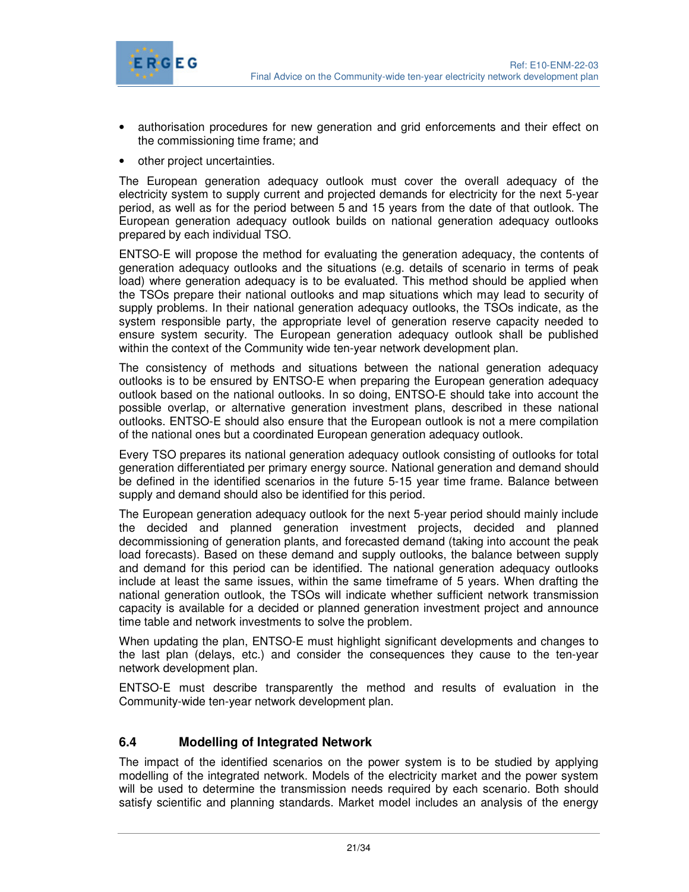- authorisation procedures for new generation and grid enforcements and their effect on the commissioning time frame; and
- other project uncertainties.

The European generation adequacy outlook must cover the overall adequacy of the electricity system to supply current and projected demands for electricity for the next 5-year period, as well as for the period between 5 and 15 years from the date of that outlook. The European generation adequacy outlook builds on national generation adequacy outlooks prepared by each individual TSO.

ENTSO-E will propose the method for evaluating the generation adequacy, the contents of generation adequacy outlooks and the situations (e.g. details of scenario in terms of peak load) where generation adequacy is to be evaluated. This method should be applied when the TSOs prepare their national outlooks and map situations which may lead to security of supply problems. In their national generation adequacy outlooks, the TSOs indicate, as the system responsible party, the appropriate level of generation reserve capacity needed to ensure system security. The European generation adequacy outlook shall be published within the context of the Community wide ten-year network development plan.

The consistency of methods and situations between the national generation adequacy outlooks is to be ensured by ENTSO-E when preparing the European generation adequacy outlook based on the national outlooks. In so doing, ENTSO-E should take into account the possible overlap, or alternative generation investment plans, described in these national outlooks. ENTSO-E should also ensure that the European outlook is not a mere compilation of the national ones but a coordinated European generation adequacy outlook.

Every TSO prepares its national generation adequacy outlook consisting of outlooks for total generation differentiated per primary energy source. National generation and demand should be defined in the identified scenarios in the future 5-15 year time frame. Balance between supply and demand should also be identified for this period.

The European generation adequacy outlook for the next 5-year period should mainly include the decided and planned generation investment projects, decided and planned decommissioning of generation plants, and forecasted demand (taking into account the peak load forecasts). Based on these demand and supply outlooks, the balance between supply and demand for this period can be identified. The national generation adequacy outlooks include at least the same issues, within the same timeframe of 5 years. When drafting the national generation outlook, the TSOs will indicate whether sufficient network transmission capacity is available for a decided or planned generation investment project and announce time table and network investments to solve the problem.

When updating the plan, ENTSO-E must highlight significant developments and changes to the last plan (delays, etc.) and consider the consequences they cause to the ten-year network development plan.

ENTSO-E must describe transparently the method and results of evaluation in the Community-wide ten-year network development plan.

## 6.4 Modelling of Integrated Network

The impact of the identified scenarios on the power system is to be studied by applying modelling of the integrated network. Models of the electricity market and the power system will be used to determine the transmission needs required by each scenario. Both should satisfy scientific and planning standards. Market model includes an analysis of the energy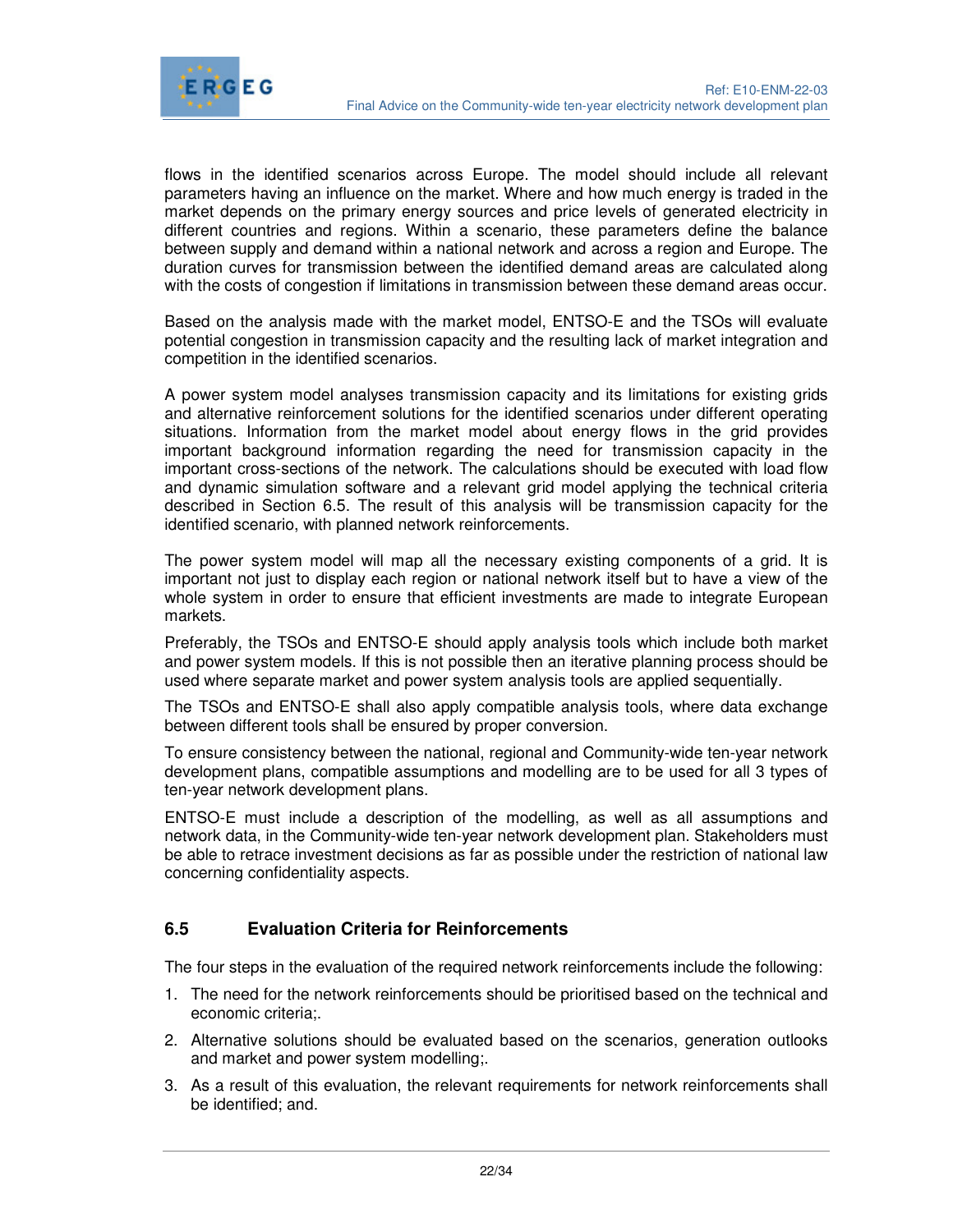flows in the identified scenarios across Europe. The model should include all relevant parameters having an influence on the market. Where and how much energy is traded in the market depends on the primary energy sources and price levels of generated electricity in different countries and regions. Within a scenario, these parameters define the balance between supply and demand within a national network and across a region and Europe. The duration curves for transmission between the identified demand areas are calculated along with the costs of congestion if limitations in transmission between these demand areas occur.

Based on the analysis made with the market model, ENTSO-E and the TSOs will evaluate potential congestion in transmission capacity and the resulting lack of market integration and competition in the identified scenarios.

A power system model analyses transmission capacity and its limitations for existing grids and alternative reinforcement solutions for the identified scenarios under different operating situations. Information from the market model about energy flows in the grid provides important background information regarding the need for transmission capacity in the important cross-sections of the network. The calculations should be executed with load flow and dynamic simulation software and a relevant grid model applying the technical criteria described in Section 6.5. The result of this analysis will be transmission capacity for the identified scenario, with planned network reinforcements.

The power system model will map all the necessary existing components of a grid. It is important not just to display each region or national network itself but to have a view of the whole system in order to ensure that efficient investments are made to integrate European markets.

Preferably, the TSOs and ENTSO-E should apply analysis tools which include both market and power system models. If this is not possible then an iterative planning process should be used where separate market and power system analysis tools are applied sequentially.

The TSOs and ENTSO-E shall also apply compatible analysis tools, where data exchange between different tools shall be ensured by proper conversion.

To ensure consistency between the national, regional and Community-wide ten-year network development plans, compatible assumptions and modelling are to be used for all 3 types of ten-year network development plans.

ENTSO-E must include a description of the modelling, as well as all assumptions and network data, in the Community-wide ten-year network development plan. Stakeholders must be able to retrace investment decisions as far as possible under the restriction of national law concerning confidentiality aspects.

## 6.5 Evaluation Criteria for Reinforcements

The four steps in the evaluation of the required network reinforcements include the following:

1. The need for the network reinforcements should be prioritised based on the technical and economic criteria;.
2. Alternative solutions should be evaluated based on the scenarios, generation outlooks and market and power system modelling;.
3. As a result of this evaluation, the relevant requirements for network reinforcements shall be identified; and.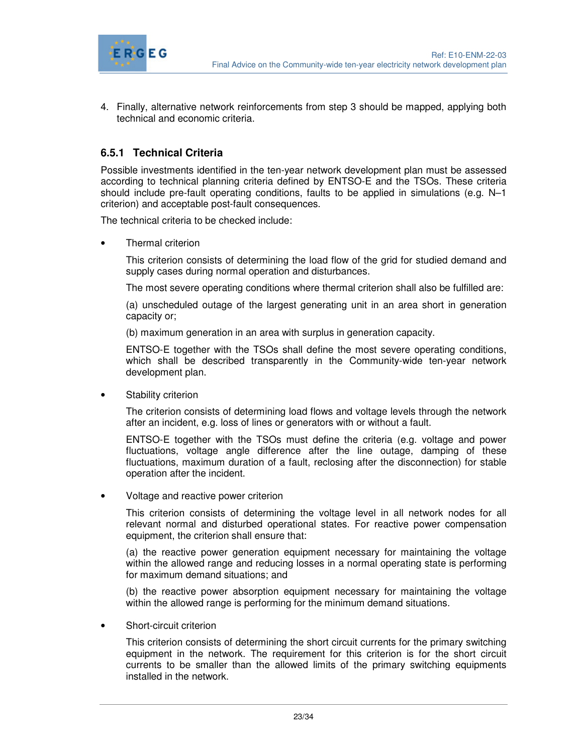4. Finally, alternative network reinforcements from step 3 should be mapped, applying both technical and economic criteria.

### 6.5.1 Technical Criteria

Possible investments identified in the ten-year network development plan must be assessed according to technical planning criteria defined by ENTSO-E and the TSOs. These criteria should include pre-fault operating conditions, faults to be applied in simulations (e.g. N–1 criterion) and acceptable post-fault consequences.

The technical criteria to be checked include:

- Thermal criterion

  This criterion consists of determining the load flow of the grid for studied demand and supply cases during normal operation and disturbances.

  The most severe operating conditions where thermal criterion shall also be fulfilled are:

  (a) unscheduled outage of the largest generating unit in an area short in generation capacity or;

  (b) maximum generation in an area with surplus in generation capacity.

  ENTSO-E together with the TSOs shall define the most severe operating conditions, which shall be described transparently in the Community-wide ten-year network development plan.

- Stability criterion

  The criterion consists of determining load flows and voltage levels through the network after an incident, e.g. loss of lines or generators with or without a fault.

  ENTSO-E together with the TSOs must define the criteria (e.g. voltage and power fluctuations, voltage angle difference after the line outage, damping of these fluctuations, maximum duration of a fault, reclosing after the disconnection) for stable operation after the incident.

- Voltage and reactive power criterion

  This criterion consists of determining the voltage level in all network nodes for all relevant normal and disturbed operational states. For reactive power compensation equipment, the criterion shall ensure that:

  (a) the reactive power generation equipment necessary for maintaining the voltage within the allowed range and reducing losses in a normal operating state is performing for maximum demand situations; and

  (b) the reactive power absorption equipment necessary for maintaining the voltage within the allowed range is performing for the minimum demand situations.

- Short-circuit criterion

  This criterion consists of determining the short circuit currents for the primary switching equipment in the network. The requirement for this criterion is for the short circuit currents to be smaller than the allowed limits of the primary switching equipments installed in the network.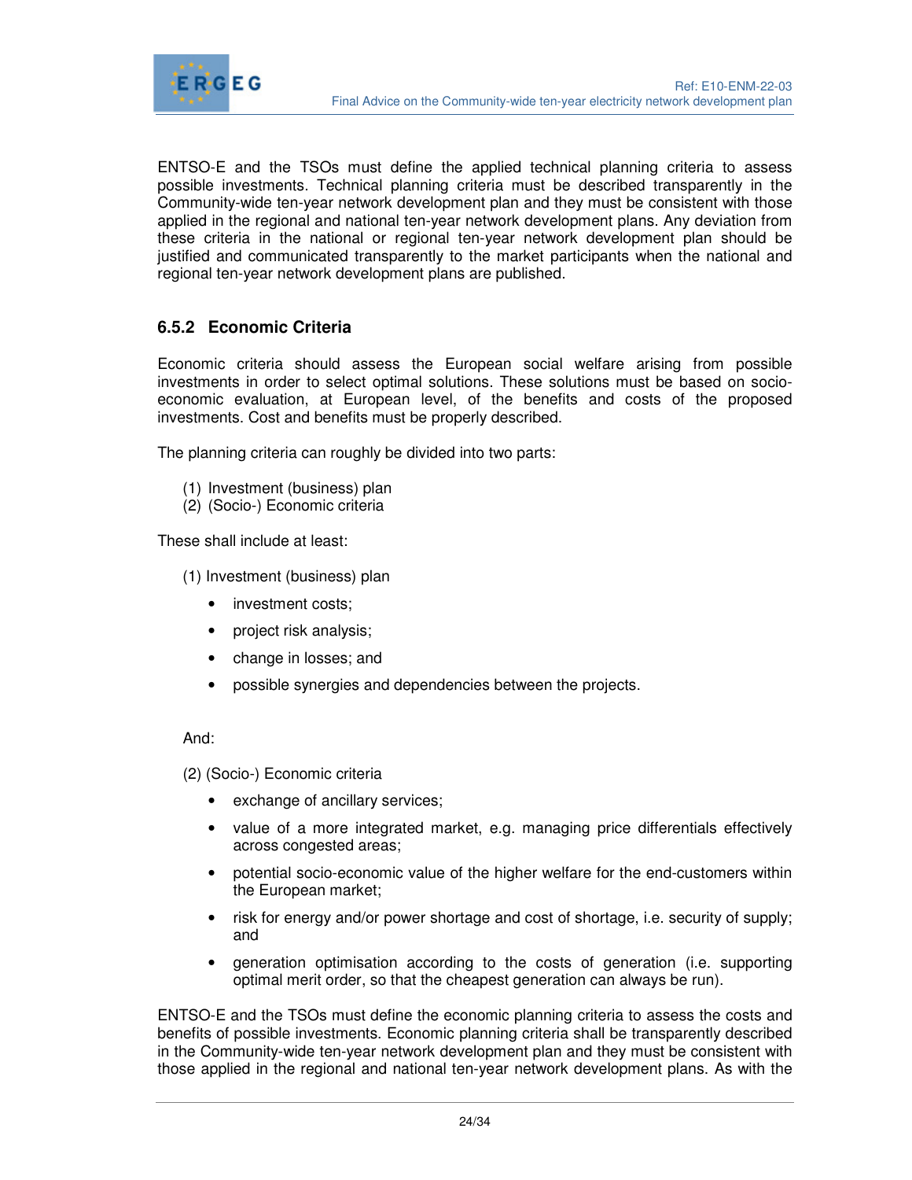ENTSO-E and the TSOs must define the applied technical planning criteria to assess possible investments. Technical planning criteria must be described transparently in the Community-wide ten-year network development plan and they must be consistent with those applied in the regional and national ten-year network development plans. Any deviation from these criteria in the national or regional ten-year network development plan should be justified and communicated transparently to the market participants when the national and regional ten-year network development plans are published.

### 6.5.2 Economic Criteria

Economic criteria should assess the European social welfare arising from possible investments in order to select optimal solutions. These solutions must be based on socio-economic evaluation, at European level, of the benefits and costs of the proposed investments. Cost and benefits must be properly described.

The planning criteria can roughly be divided into two parts:

(1) Investment (business) plan
(2) (Socio-) Economic criteria

These shall include at least:

(1) Investment (business) plan

- investment costs;
- project risk analysis;
- change in losses; and
- possible synergies and dependencies between the projects.

And:

(2) (Socio-) Economic criteria

- exchange of ancillary services;
- value of a more integrated market, e.g. managing price differentials effectively across congested areas;
- potential socio-economic value of the higher welfare for the end-customers within the European market;
- risk for energy and/or power shortage and cost of shortage, i.e. security of supply; and
- generation optimisation according to the costs of generation (i.e. supporting optimal merit order, so that the cheapest generation can always be run).

ENTSO-E and the TSOs must define the economic planning criteria to assess the costs and benefits of possible investments. Economic planning criteria shall be transparently described in the Community-wide ten-year network development plan and they must be consistent with those applied in the regional and national ten-year network development plans. As with the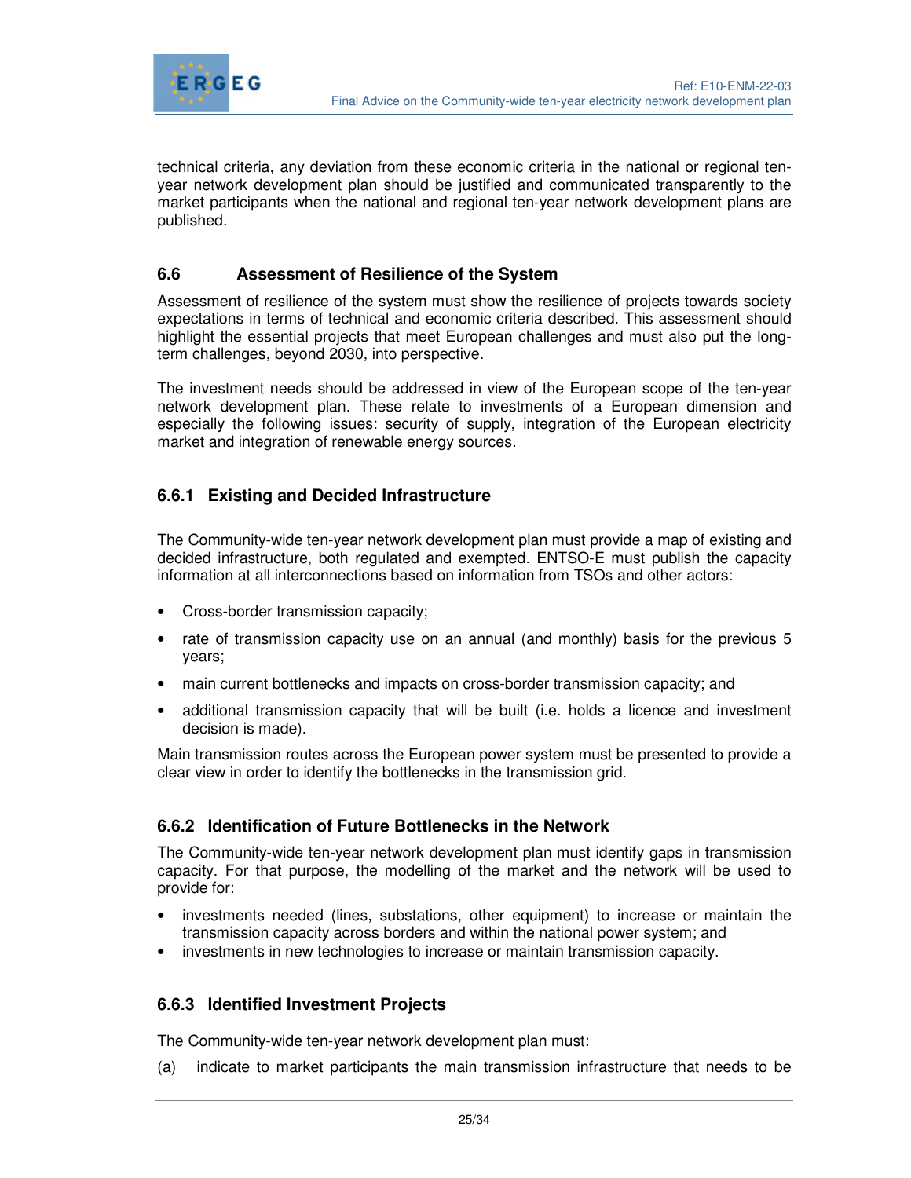technical criteria, any deviation from these economic criteria in the national or regional ten-year network development plan should be justified and communicated transparently to the market participants when the national and regional ten-year network development plans are published.

## 6.6 Assessment of Resilience of the System

Assessment of resilience of the system must show the resilience of projects towards society expectations in terms of technical and economic criteria described. This assessment should highlight the essential projects that meet European challenges and must also put the long-term challenges, beyond 2030, into perspective.

The investment needs should be addressed in view of the European scope of the ten-year network development plan. These relate to investments of a European dimension and especially the following issues: security of supply, integration of the European electricity market and integration of renewable energy sources.

### 6.6.1 Existing and Decided Infrastructure

The Community-wide ten-year network development plan must provide a map of existing and decided infrastructure, both regulated and exempted. ENTSO-E must publish the capacity information at all interconnections based on information from TSOs and other actors:

- Cross-border transmission capacity;
- rate of transmission capacity use on an annual (and monthly) basis for the previous 5 years;
- main current bottlenecks and impacts on cross-border transmission capacity; and
- additional transmission capacity that will be built (i.e. holds a licence and investment decision is made).

Main transmission routes across the European power system must be presented to provide a clear view in order to identify the bottlenecks in the transmission grid.

### 6.6.2 Identification of Future Bottlenecks in the Network

The Community-wide ten-year network development plan must identify gaps in transmission capacity. For that purpose, the modelling of the market and the network will be used to provide for:

- investments needed (lines, substations, other equipment) to increase or maintain the transmission capacity across borders and within the national power system; and
- investments in new technologies to increase or maintain transmission capacity.

### 6.6.3 Identified Investment Projects

The Community-wide ten-year network development plan must:

(a) indicate to market participants the main transmission infrastructure that needs to be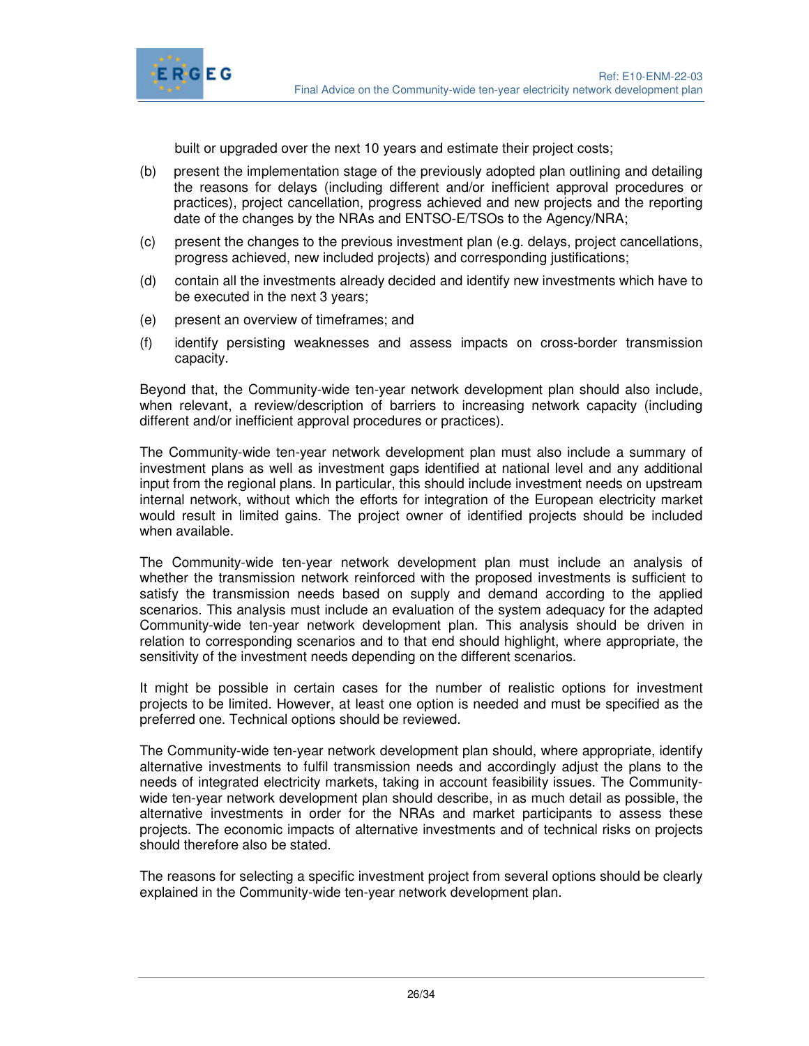built or upgraded over the next 10 years and estimate their project costs;

(b) present the implementation stage of the previously adopted plan outlining and detailing the reasons for delays (including different and/or inefficient approval procedures or practices), project cancellation, progress achieved and new projects and the reporting date of the changes by the NRAs and ENTSO-E/TSOs to the Agency/NRA;

(c) present the changes to the previous investment plan (e.g. delays, project cancellations, progress achieved, new included projects) and corresponding justifications;

(d) contain all the investments already decided and identify new investments which have to be executed in the next 3 years;

(e) present an overview of timeframes; and

(f) identify persisting weaknesses and assess impacts on cross-border transmission capacity.

Beyond that, the Community-wide ten-year network development plan should also include, when relevant, a review/description of barriers to increasing network capacity (including different and/or inefficient approval procedures or practices).

The Community-wide ten-year network development plan must also include a summary of investment plans as well as investment gaps identified at national level and any additional input from the regional plans. In particular, this should include investment needs on upstream internal network, without which the efforts for integration of the European electricity market would result in limited gains. The project owner of identified projects should be included when available.

The Community-wide ten-year network development plan must include an analysis of whether the transmission network reinforced with the proposed investments is sufficient to satisfy the transmission needs based on supply and demand according to the applied scenarios. This analysis must include an evaluation of the system adequacy for the adapted Community-wide ten-year network development plan. This analysis should be driven in relation to corresponding scenarios and to that end should highlight, where appropriate, the sensitivity of the investment needs depending on the different scenarios.

It might be possible in certain cases for the number of realistic options for investment projects to be limited. However, at least one option is needed and must be specified as the preferred one. Technical options should be reviewed.

The Community-wide ten-year network development plan should, where appropriate, identify alternative investments to fulfil transmission needs and accordingly adjust the plans to the needs of integrated electricity markets, taking in account feasibility issues. The Community-wide ten-year network development plan should describe, in as much detail as possible, the alternative investments in order for the NRAs and market participants to assess these projects. The economic impacts of alternative investments and of technical risks on projects should therefore also be stated.

The reasons for selecting a specific investment project from several options should be clearly explained in the Community-wide ten-year network development plan.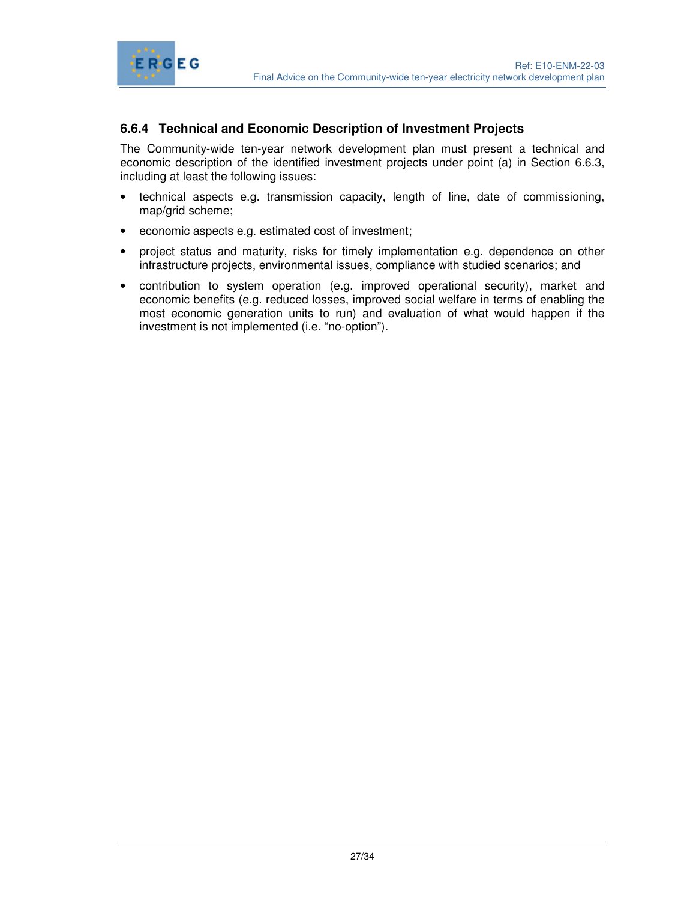### 6.6.4 Technical and Economic Description of Investment Projects

The Community-wide ten-year network development plan must present a technical and economic description of the identified investment projects under point (a) in Section 6.6.3, including at least the following issues:

- technical aspects e.g. transmission capacity, length of line, date of commissioning, map/grid scheme;
- economic aspects e.g. estimated cost of investment;
- project status and maturity, risks for timely implementation e.g. dependence on other infrastructure projects, environmental issues, compliance with studied scenarios; and
- contribution to system operation (e.g. improved operational security), market and economic benefits (e.g. reduced losses, improved social welfare in terms of enabling the most economic generation units to run) and evaluation of what would happen if the investment is not implemented (i.e. "no-option").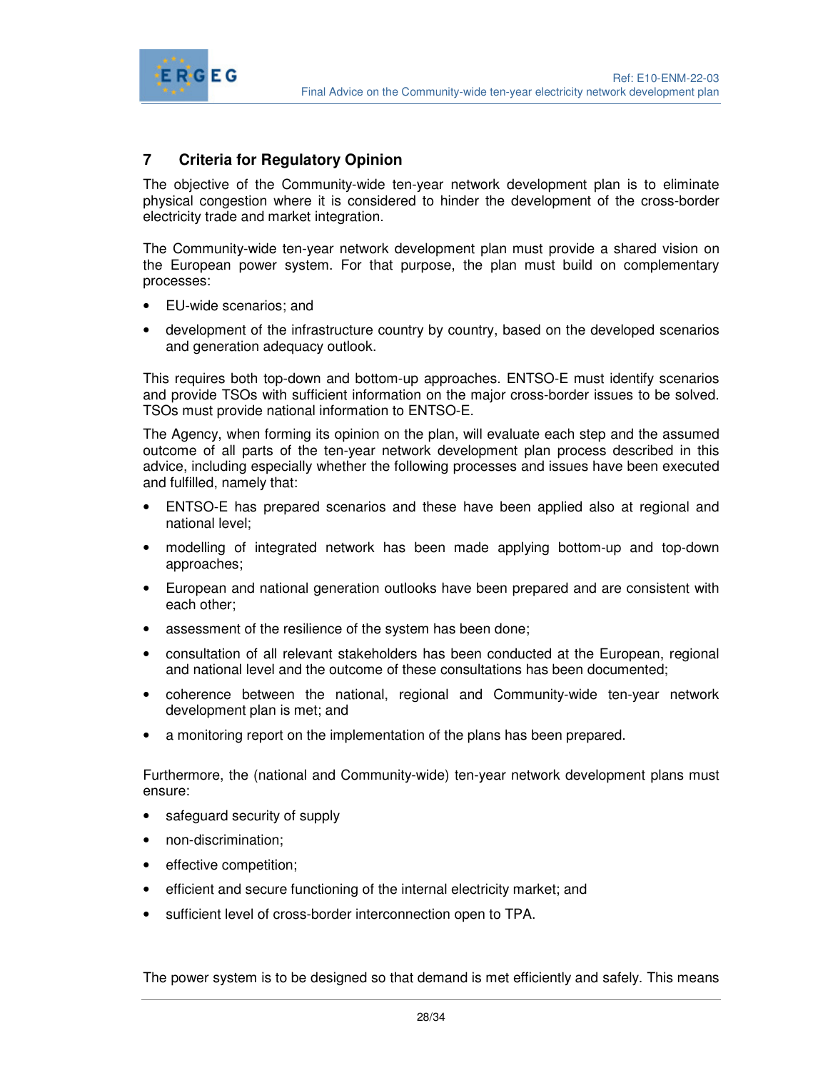## 7 Criteria for Regulatory Opinion

The objective of the Community-wide ten-year network development plan is to eliminate physical congestion where it is considered to hinder the development of the cross-border electricity trade and market integration.

The Community-wide ten-year network development plan must provide a shared vision on the European power system. For that purpose, the plan must build on complementary processes:

- EU-wide scenarios; and
- development of the infrastructure country by country, based on the developed scenarios and generation adequacy outlook.

This requires both top-down and bottom-up approaches. ENTSO-E must identify scenarios and provide TSOs with sufficient information on the major cross-border issues to be solved. TSOs must provide national information to ENTSO-E.

The Agency, when forming its opinion on the plan, will evaluate each step and the assumed outcome of all parts of the ten-year network development plan process described in this advice, including especially whether the following processes and issues have been executed and fulfilled, namely that:

- ENTSO-E has prepared scenarios and these have been applied also at regional and national level;
- modelling of integrated network has been made applying bottom-up and top-down approaches;
- European and national generation outlooks have been prepared and are consistent with each other;
- assessment of the resilience of the system has been done;
- consultation of all relevant stakeholders has been conducted at the European, regional and national level and the outcome of these consultations has been documented;
- coherence between the national, regional and Community-wide ten-year network development plan is met; and
- a monitoring report on the implementation of the plans has been prepared.

Furthermore, the (national and Community-wide) ten-year network development plans must ensure:

- safeguard security of supply
- non-discrimination;
- effective competition;
- efficient and secure functioning of the internal electricity market; and
- sufficient level of cross-border interconnection open to TPA.

The power system is to be designed so that demand is met efficiently and safely. This means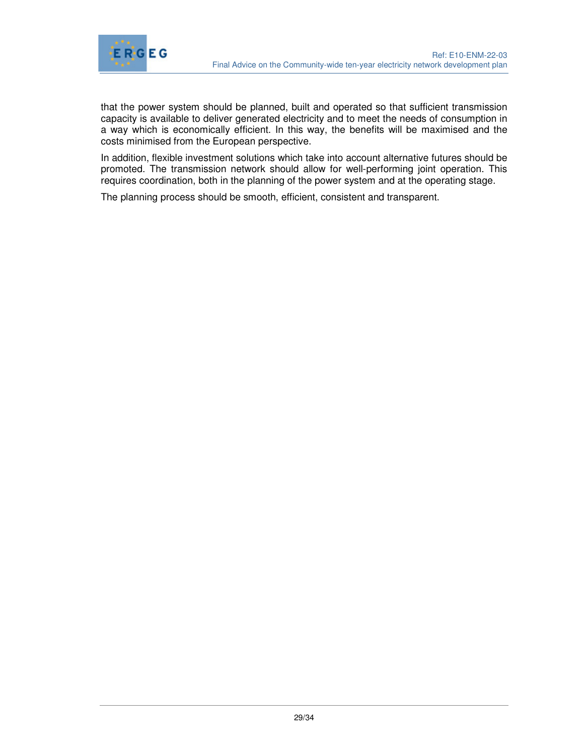that the power system should be planned, built and operated so that sufficient transmission capacity is available to deliver generated electricity and to meet the needs of consumption in a way which is economically efficient. In this way, the benefits will be maximised and the costs minimised from the European perspective.

In addition, flexible investment solutions which take into account alternative futures should be promoted. The transmission network should allow for well-performing joint operation. This requires coordination, both in the planning of the power system and at the operating stage.

The planning process should be smooth, efficient, consistent and transparent.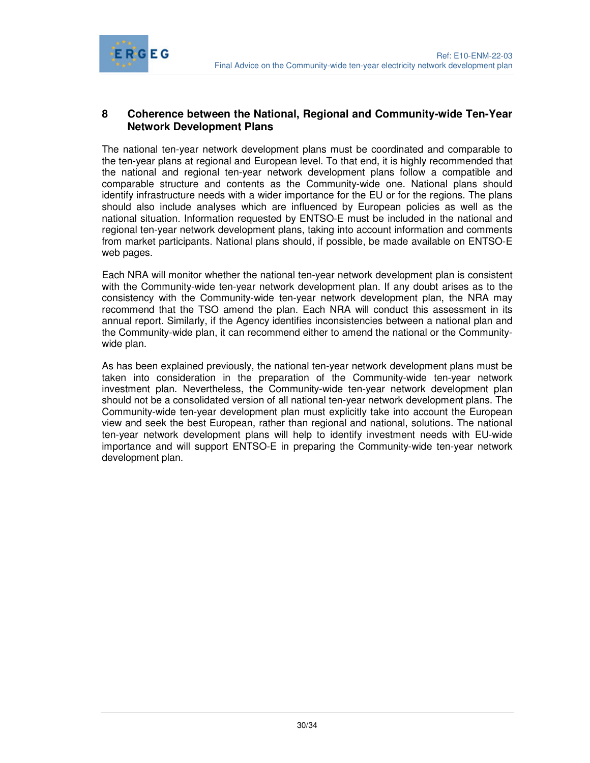# 8 Coherence between the National, Regional and Community-wide Ten-Year Network Development Plans

The national ten-year network development plans must be coordinated and comparable to the ten-year plans at regional and European level. To that end, it is highly recommended that the national and regional ten-year network development plans follow a compatible and comparable structure and contents as the Community-wide one. National plans should identify infrastructure needs with a wider importance for the EU or for the regions. The plans should also include analyses which are influenced by European policies as well as the national situation. Information requested by ENTSO-E must be included in the national and regional ten-year network development plans, taking into account information and comments from market participants. National plans should, if possible, be made available on ENTSO-E web pages.

Each NRA will monitor whether the national ten-year network development plan is consistent with the Community-wide ten-year network development plan. If any doubt arises as to the consistency with the Community-wide ten-year network development plan, the NRA may recommend that the TSO amend the plan. Each NRA will conduct this assessment in its annual report. Similarly, if the Agency identifies inconsistencies between a national plan and the Community-wide plan, it can recommend either to amend the national or the Community-wide plan.

As has been explained previously, the national ten-year network development plans must be taken into consideration in the preparation of the Community-wide ten-year network investment plan. Nevertheless, the Community-wide ten-year network development plan should not be a consolidated version of all national ten-year network development plans. The Community-wide ten-year development plan must explicitly take into account the European view and seek the best European, rather than regional and national, solutions. The national ten-year network development plans will help to identify investment needs with EU-wide importance and will support ENTSO-E in preparing the Community-wide ten-year network development plan.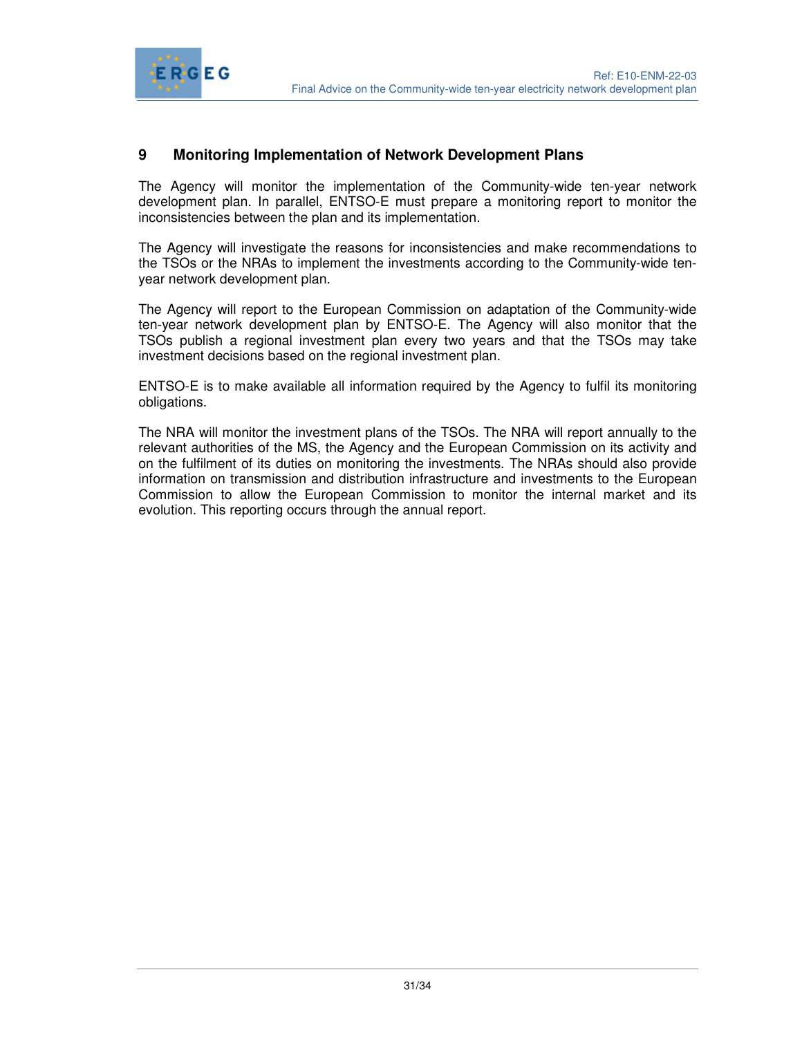## 9 Monitoring Implementation of Network Development Plans

The Agency will monitor the implementation of the Community-wide ten-year network development plan. In parallel, ENTSO-E must prepare a monitoring report to monitor the inconsistencies between the plan and its implementation.

The Agency will investigate the reasons for inconsistencies and make recommendations to the TSOs or the NRAs to implement the investments according to the Community-wide ten-year network development plan.

The Agency will report to the European Commission on adaptation of the Community-wide ten-year network development plan by ENTSO-E. The Agency will also monitor that the TSOs publish a regional investment plan every two years and that the TSOs may take investment decisions based on the regional investment plan.

ENTSO-E is to make available all information required by the Agency to fulfil its monitoring obligations.

The NRA will monitor the investment plans of the TSOs. The NRA will report annually to the relevant authorities of the MS, the Agency and the European Commission on its activity and on the fulfilment of its duties on monitoring the investments. The NRAs should also provide information on transmission and distribution infrastructure and investments to the European Commission to allow the European Commission to monitor the internal market and its evolution. This reporting occurs through the annual report.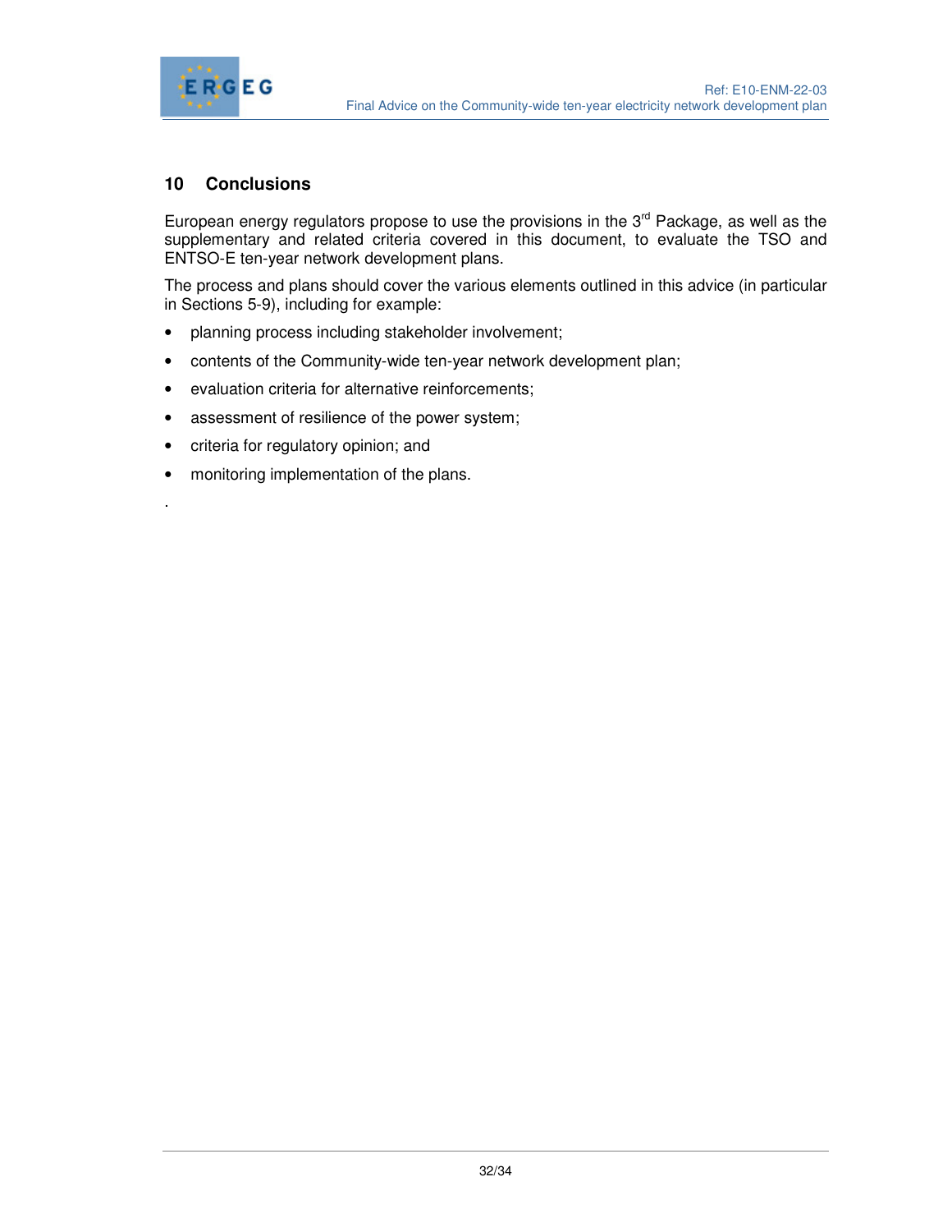## 10 Conclusions

European energy regulators propose to use the provisions in the 3rd Package, as well as the supplementary and related criteria covered in this document, to evaluate the TSO and ENTSO-E ten-year network development plans.

The process and plans should cover the various elements outlined in this advice (in particular in Sections 5-9), including for example:

- planning process including stakeholder involvement;
- contents of the Community-wide ten-year network development plan;
- evaluation criteria for alternative reinforcements;
- assessment of resilience of the power system;
- criteria for regulatory opinion; and
- monitoring implementation of the plans.

.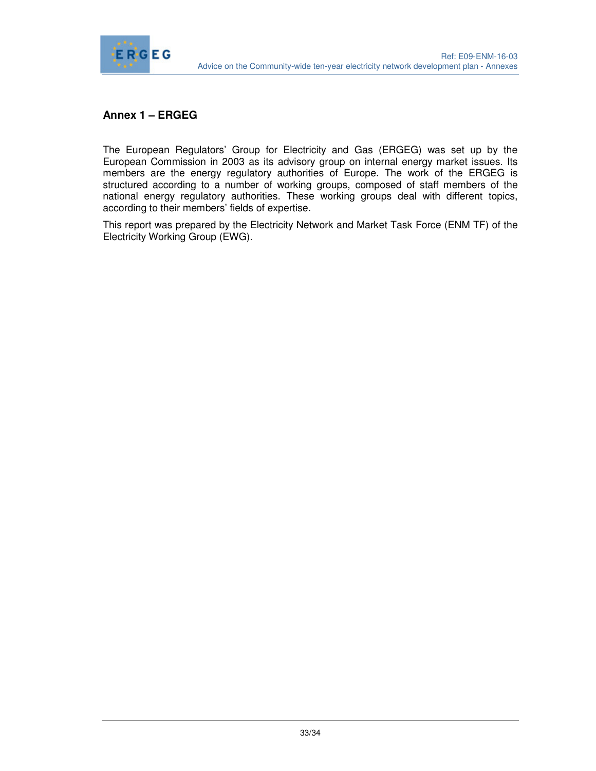## Annex 1 – ERGEG

The European Regulators' Group for Electricity and Gas (ERGEG) was set up by the European Commission in 2003 as its advisory group on internal energy market issues. Its members are the energy regulatory authorities of Europe. The work of the ERGEG is structured according to a number of working groups, composed of staff members of the national energy regulatory authorities. These working groups deal with different topics, according to their members' fields of expertise.

This report was prepared by the Electricity Network and Market Task Force (ENM TF) of the Electricity Working Group (EWG).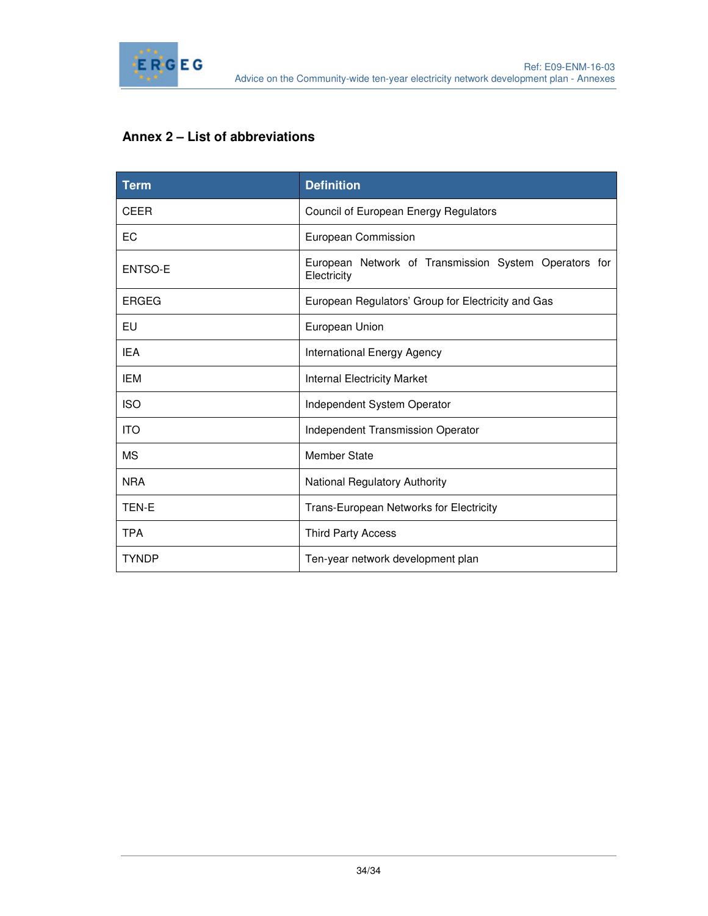## Annex 2 – List of abbreviations

| Term | Definition |
|---|---|
| CEER | Council of European Energy Regulators |
| EC | European Commission |
| ENTSO-E | European Network of Transmission System Operators for Electricity |
| ERGEG | European Regulators' Group for Electricity and Gas |
| EU | European Union |
| IEA | International Energy Agency |
| IEM | Internal Electricity Market |
| ISO | Independent System Operator |
| ITO | Independent Transmission Operator |
| MS | Member State |
| NRA | National Regulatory Authority |
| TEN-E | Trans-European Networks for Electricity |
| TPA | Third Party Access |
| TYNDP | Ten-year network development plan |